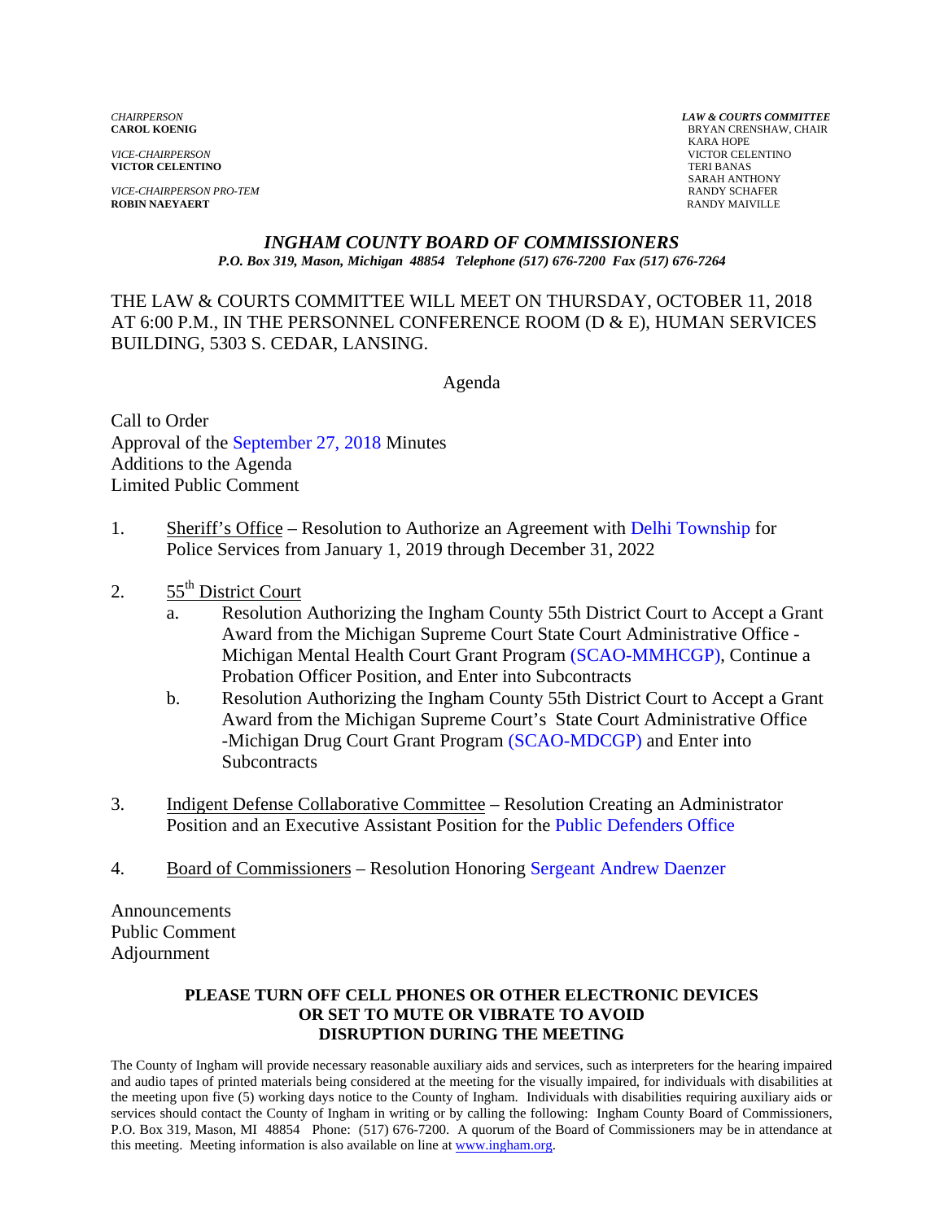*CHAIRPERSON*
**CAROL KOENIG**

*VICE-CHAIRPERSON*
**VICTOR CELENTINO**

*VICE-CHAIRPERSON PRO-TEM*
**ROBIN NAEYAERT**

***LAW & COURTS COMMITTEE***
BRYAN CRENSHAW, CHAIR
KARA HOPE
VICTOR CELENTINO
TERI BANAS
SARAH ANTHONY
RANDY SCHAFER
RANDY MAIVILLE

# *INGHAM COUNTY BOARD OF COMMISSIONERS*

***P.O. Box 319, Mason, Michigan 48854 Telephone (517) 676-7200 Fax (517) 676-7264***

THE LAW & COURTS COMMITTEE WILL MEET ON THURSDAY, OCTOBER 11, 2018 AT 6:00 P.M., IN THE PERSONNEL CONFERENCE ROOM (D & E), HUMAN SERVICES BUILDING, 5303 S. CEDAR, LANSING.

## Agenda

Call to Order
Approval of the September 27, 2018 Minutes
Additions to the Agenda
Limited Public Comment

1. Sheriff's Office – Resolution to Authorize an Agreement with Delhi Township for Police Services from January 1, 2019 through December 31, 2022

2. 55th District Court
   a. Resolution Authorizing the Ingham County 55th District Court to Accept a Grant Award from the Michigan Supreme Court State Court Administrative Office - Michigan Mental Health Court Grant Program (SCAO-MMHCGP), Continue a Probation Officer Position, and Enter into Subcontracts
   b. Resolution Authorizing the Ingham County 55th District Court to Accept a Grant Award from the Michigan Supreme Court's State Court Administrative Office -Michigan Drug Court Grant Program (SCAO-MDCGP) and Enter into Subcontracts

3. Indigent Defense Collaborative Committee – Resolution Creating an Administrator Position and an Executive Assistant Position for the Public Defenders Office

4. Board of Commissioners – Resolution Honoring Sergeant Andrew Daenzer

Announcements
Public Comment
Adjournment

**PLEASE TURN OFF CELL PHONES OR OTHER ELECTRONIC DEVICES OR SET TO MUTE OR VIBRATE TO AVOID DISRUPTION DURING THE MEETING**

The County of Ingham will provide necessary reasonable auxiliary aids and services, such as interpreters for the hearing impaired and audio tapes of printed materials being considered at the meeting for the visually impaired, for individuals with disabilities at the meeting upon five (5) working days notice to the County of Ingham. Individuals with disabilities requiring auxiliary aids or services should contact the County of Ingham in writing or by calling the following: Ingham County Board of Commissioners, P.O. Box 319, Mason, MI 48854 Phone: (517) 676-7200. A quorum of the Board of Commissioners may be in attendance at this meeting. Meeting information is also available on line at www.ingham.org.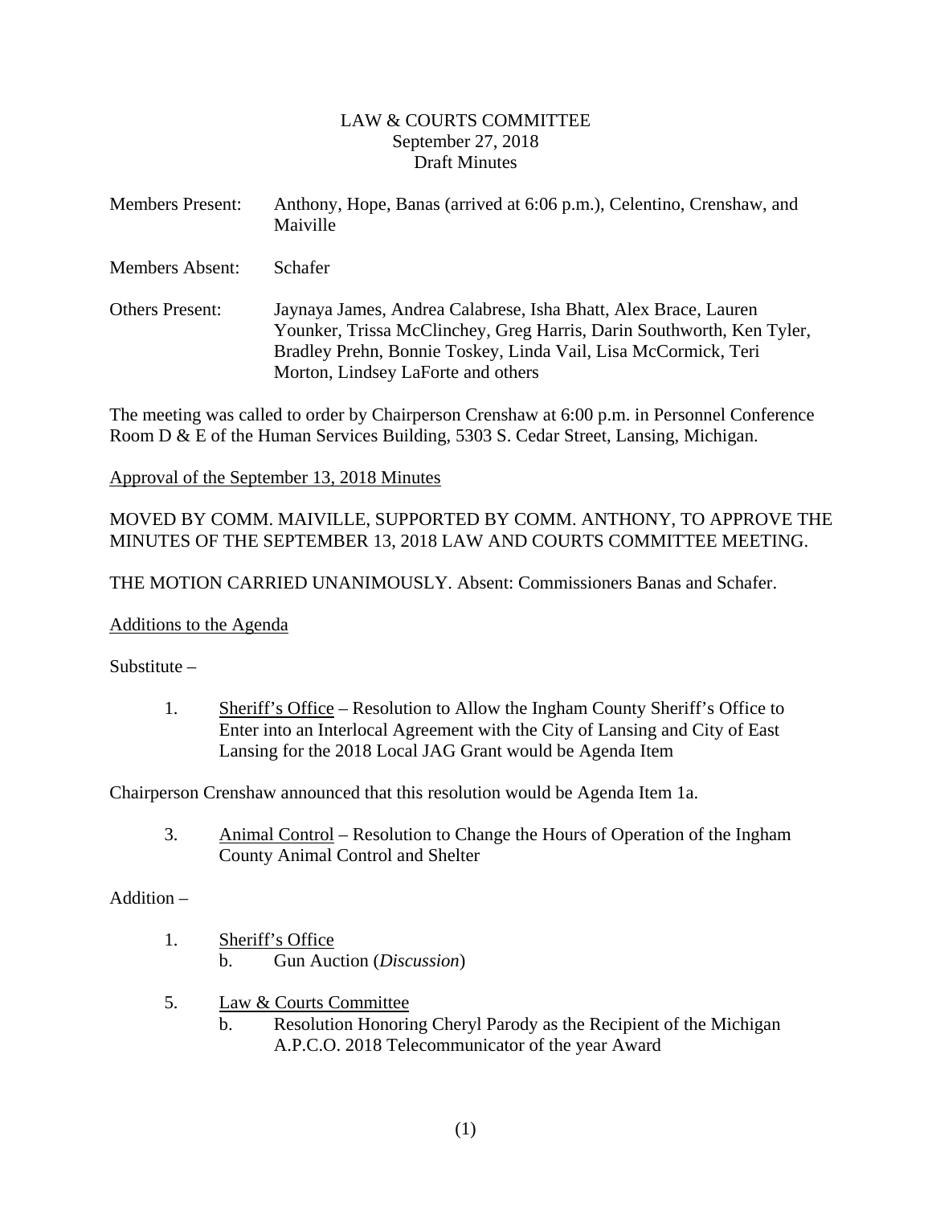LAW & COURTS COMMITTEE
September 27, 2018
Draft Minutes

Members Present: Anthony, Hope, Banas (arrived at 6:06 p.m.), Celentino, Crenshaw, and Maiville

Members Absent: Schafer

Others Present: Jaynaya James, Andrea Calabrese, Isha Bhatt, Alex Brace, Lauren Younker, Trissa McClinchey, Greg Harris, Darin Southworth, Ken Tyler, Bradley Prehn, Bonnie Toskey, Linda Vail, Lisa McCormick, Teri Morton, Lindsey LaForte and others

The meeting was called to order by Chairperson Crenshaw at 6:00 p.m. in Personnel Conference Room D & E of the Human Services Building, 5303 S. Cedar Street, Lansing, Michigan.

Approval of the September 13, 2018 Minutes

MOVED BY COMM. MAIVILLE, SUPPORTED BY COMM. ANTHONY, TO APPROVE THE MINUTES OF THE SEPTEMBER 13, 2018 LAW AND COURTS COMMITTEE MEETING.

THE MOTION CARRIED UNANIMOUSLY. Absent: Commissioners Banas and Schafer.

Additions to the Agenda

Substitute –

1. Sheriff's Office – Resolution to Allow the Ingham County Sheriff's Office to Enter into an Interlocal Agreement with the City of Lansing and City of East Lansing for the 2018 Local JAG Grant would be Agenda Item

Chairperson Crenshaw announced that this resolution would be Agenda Item 1a.

3. Animal Control – Resolution to Change the Hours of Operation of the Ingham County Animal Control and Shelter

Addition –

1. Sheriff's Office
   b. Gun Auction (*Discussion*)

5. Law & Courts Committee
   b. Resolution Honoring Cheryl Parody as the Recipient of the Michigan A.P.C.O. 2018 Telecommunicator of the year Award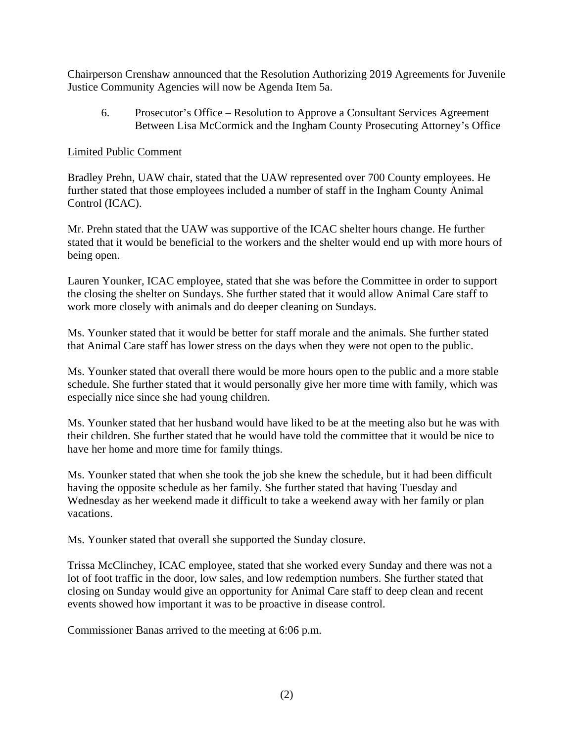Chairperson Crenshaw announced that the Resolution Authorizing 2019 Agreements for Juvenile Justice Community Agencies will now be Agenda Item 5a.

6. Prosecutor's Office – Resolution to Approve a Consultant Services Agreement Between Lisa McCormick and the Ingham County Prosecuting Attorney's Office

Limited Public Comment

Bradley Prehn, UAW chair, stated that the UAW represented over 700 County employees. He further stated that those employees included a number of staff in the Ingham County Animal Control (ICAC).

Mr. Prehn stated that the UAW was supportive of the ICAC shelter hours change. He further stated that it would be beneficial to the workers and the shelter would end up with more hours of being open.

Lauren Younker, ICAC employee, stated that she was before the Committee in order to support the closing the shelter on Sundays. She further stated that it would allow Animal Care staff to work more closely with animals and do deeper cleaning on Sundays.

Ms. Younker stated that it would be better for staff morale and the animals. She further stated that Animal Care staff has lower stress on the days when they were not open to the public.

Ms. Younker stated that overall there would be more hours open to the public and a more stable schedule. She further stated that it would personally give her more time with family, which was especially nice since she had young children.

Ms. Younker stated that her husband would have liked to be at the meeting also but he was with their children. She further stated that he would have told the committee that it would be nice to have her home and more time for family things.

Ms. Younker stated that when she took the job she knew the schedule, but it had been difficult having the opposite schedule as her family. She further stated that having Tuesday and Wednesday as her weekend made it difficult to take a weekend away with her family or plan vacations.

Ms. Younker stated that overall she supported the Sunday closure.

Trissa McClinchey, ICAC employee, stated that she worked every Sunday and there was not a lot of foot traffic in the door, low sales, and low redemption numbers. She further stated that closing on Sunday would give an opportunity for Animal Care staff to deep clean and recent events showed how important it was to be proactive in disease control.

Commissioner Banas arrived to the meeting at 6:06 p.m.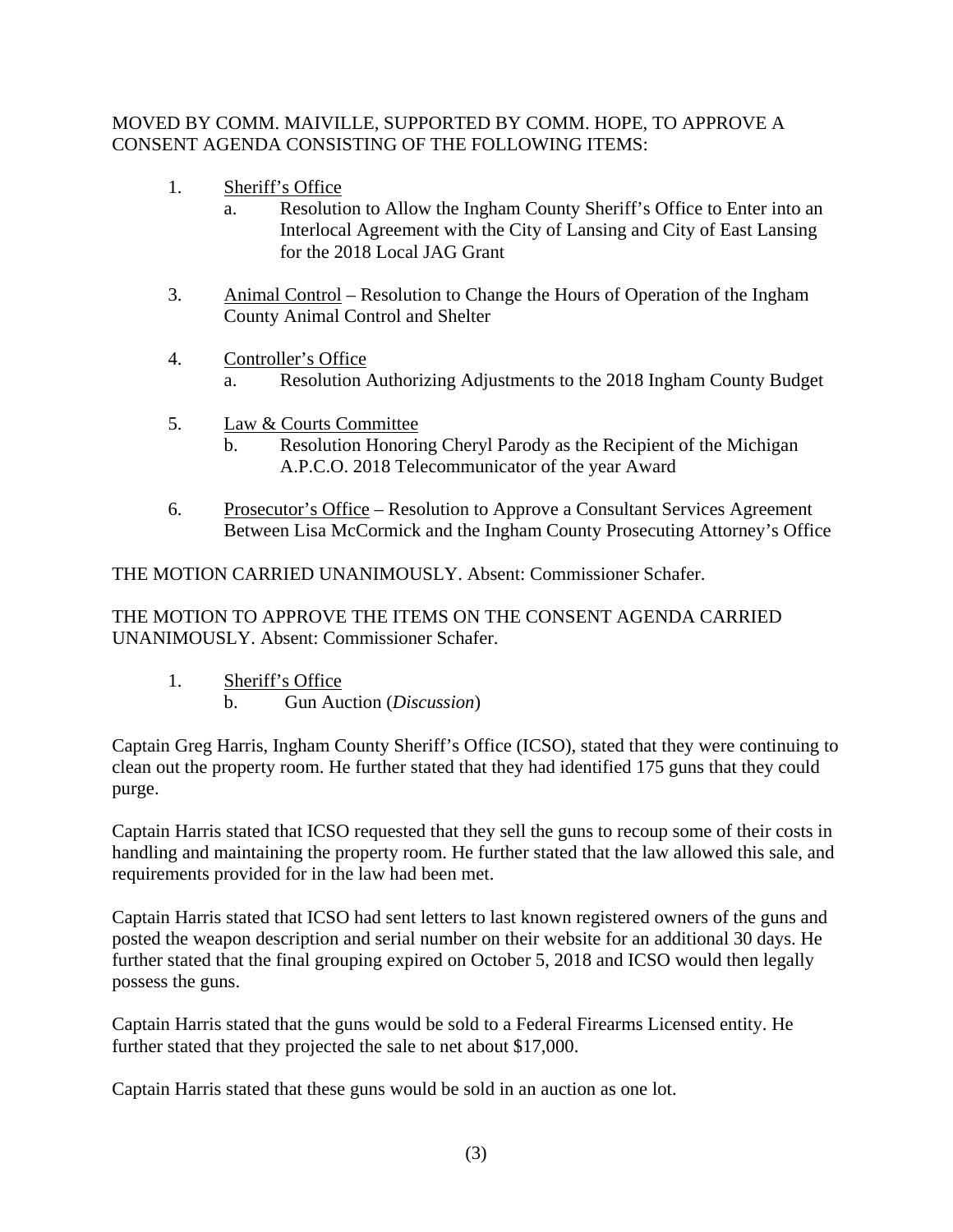MOVED BY COMM. MAIVILLE, SUPPORTED BY COMM. HOPE, TO APPROVE A CONSENT AGENDA CONSISTING OF THE FOLLOWING ITEMS:

1. Sheriff's Office
   a. Resolution to Allow the Ingham County Sheriff's Office to Enter into an Interlocal Agreement with the City of Lansing and City of East Lansing for the 2018 Local JAG Grant

3. Animal Control – Resolution to Change the Hours of Operation of the Ingham County Animal Control and Shelter

4. Controller's Office
   a. Resolution Authorizing Adjustments to the 2018 Ingham County Budget

5. Law & Courts Committee
   b. Resolution Honoring Cheryl Parody as the Recipient of the Michigan A.P.C.O. 2018 Telecommunicator of the year Award

6. Prosecutor's Office – Resolution to Approve a Consultant Services Agreement Between Lisa McCormick and the Ingham County Prosecuting Attorney's Office

THE MOTION CARRIED UNANIMOUSLY. Absent: Commissioner Schafer.

THE MOTION TO APPROVE THE ITEMS ON THE CONSENT AGENDA CARRIED UNANIMOUSLY. Absent: Commissioner Schafer.

1. Sheriff's Office
   b. Gun Auction (*Discussion*)

Captain Greg Harris, Ingham County Sheriff's Office (ICSO), stated that they were continuing to clean out the property room. He further stated that they had identified 175 guns that they could purge.

Captain Harris stated that ICSO requested that they sell the guns to recoup some of their costs in handling and maintaining the property room. He further stated that the law allowed this sale, and requirements provided for in the law had been met.

Captain Harris stated that ICSO had sent letters to last known registered owners of the guns and posted the weapon description and serial number on their website for an additional 30 days. He further stated that the final grouping expired on October 5, 2018 and ICSO would then legally possess the guns.

Captain Harris stated that the guns would be sold to a Federal Firearms Licensed entity. He further stated that they projected the sale to net about $17,000.

Captain Harris stated that these guns would be sold in an auction as one lot.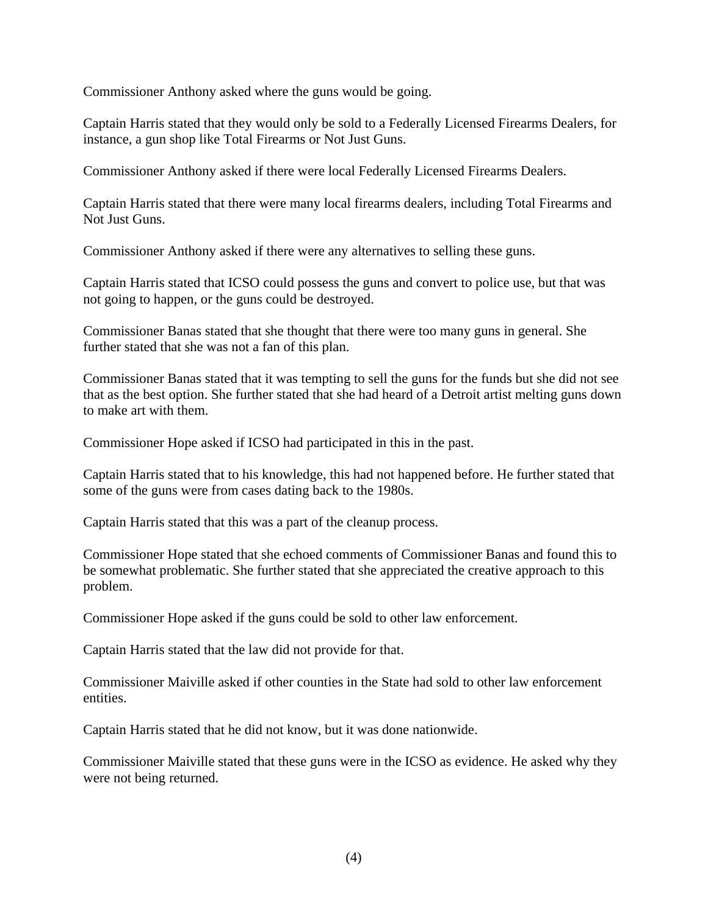Commissioner Anthony asked where the guns would be going.

Captain Harris stated that they would only be sold to a Federally Licensed Firearms Dealers, for instance, a gun shop like Total Firearms or Not Just Guns.

Commissioner Anthony asked if there were local Federally Licensed Firearms Dealers.

Captain Harris stated that there were many local firearms dealers, including Total Firearms and Not Just Guns.

Commissioner Anthony asked if there were any alternatives to selling these guns.

Captain Harris stated that ICSO could possess the guns and convert to police use, but that was not going to happen, or the guns could be destroyed.

Commissioner Banas stated that she thought that there were too many guns in general. She further stated that she was not a fan of this plan.

Commissioner Banas stated that it was tempting to sell the guns for the funds but she did not see that as the best option. She further stated that she had heard of a Detroit artist melting guns down to make art with them.

Commissioner Hope asked if ICSO had participated in this in the past.

Captain Harris stated that to his knowledge, this had not happened before. He further stated that some of the guns were from cases dating back to the 1980s.

Captain Harris stated that this was a part of the cleanup process.

Commissioner Hope stated that she echoed comments of Commissioner Banas and found this to be somewhat problematic. She further stated that she appreciated the creative approach to this problem.

Commissioner Hope asked if the guns could be sold to other law enforcement.

Captain Harris stated that the law did not provide for that.

Commissioner Maiville asked if other counties in the State had sold to other law enforcement entities.

Captain Harris stated that he did not know, but it was done nationwide.

Commissioner Maiville stated that these guns were in the ICSO as evidence. He asked why they were not being returned.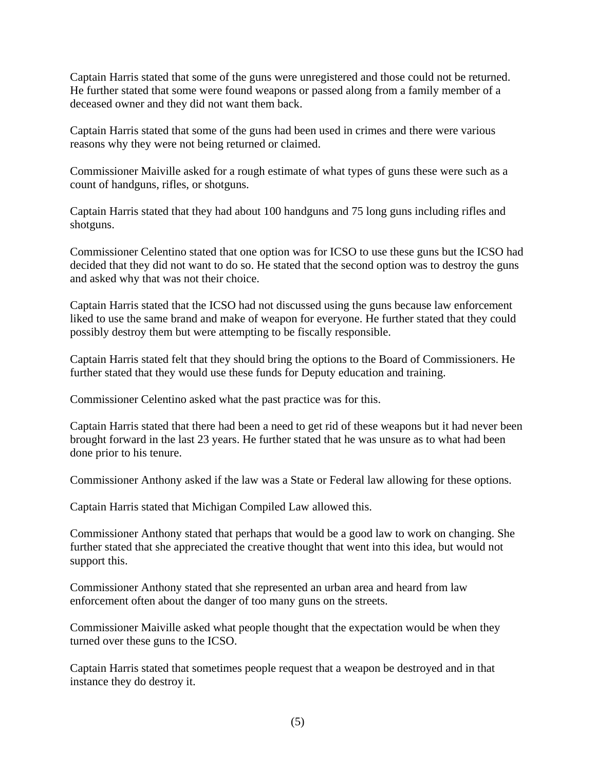Captain Harris stated that some of the guns were unregistered and those could not be returned. He further stated that some were found weapons or passed along from a family member of a deceased owner and they did not want them back.

Captain Harris stated that some of the guns had been used in crimes and there were various reasons why they were not being returned or claimed.

Commissioner Maiville asked for a rough estimate of what types of guns these were such as a count of handguns, rifles, or shotguns.

Captain Harris stated that they had about 100 handguns and 75 long guns including rifles and shotguns.

Commissioner Celentino stated that one option was for ICSO to use these guns but the ICSO had decided that they did not want to do so. He stated that the second option was to destroy the guns and asked why that was not their choice.

Captain Harris stated that the ICSO had not discussed using the guns because law enforcement liked to use the same brand and make of weapon for everyone. He further stated that they could possibly destroy them but were attempting to be fiscally responsible.

Captain Harris stated felt that they should bring the options to the Board of Commissioners. He further stated that they would use these funds for Deputy education and training.

Commissioner Celentino asked what the past practice was for this.

Captain Harris stated that there had been a need to get rid of these weapons but it had never been brought forward in the last 23 years. He further stated that he was unsure as to what had been done prior to his tenure.

Commissioner Anthony asked if the law was a State or Federal law allowing for these options.

Captain Harris stated that Michigan Compiled Law allowed this.

Commissioner Anthony stated that perhaps that would be a good law to work on changing. She further stated that she appreciated the creative thought that went into this idea, but would not support this.

Commissioner Anthony stated that she represented an urban area and heard from law enforcement often about the danger of too many guns on the streets.

Commissioner Maiville asked what people thought that the expectation would be when they turned over these guns to the ICSO.

Captain Harris stated that sometimes people request that a weapon be destroyed and in that instance they do destroy it.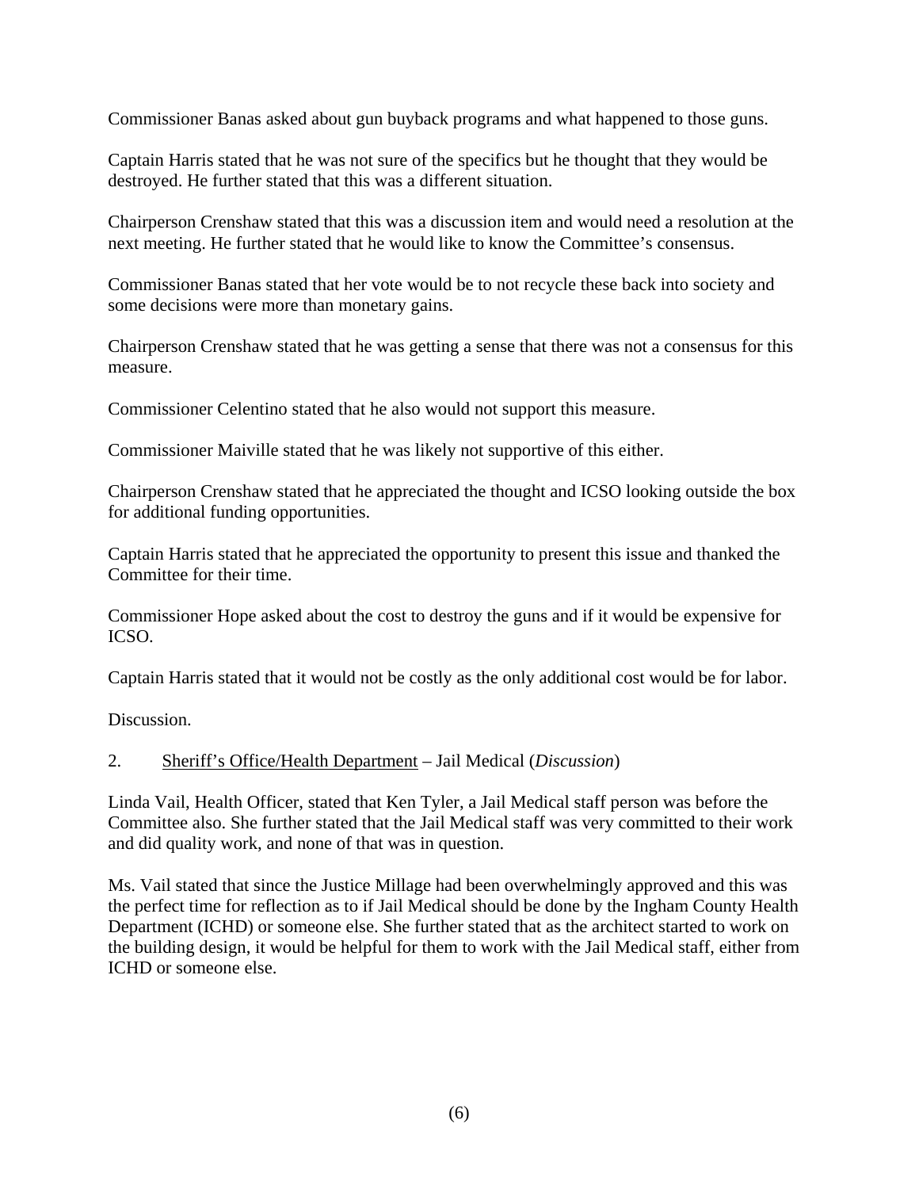Commissioner Banas asked about gun buyback programs and what happened to those guns.

Captain Harris stated that he was not sure of the specifics but he thought that they would be destroyed. He further stated that this was a different situation.

Chairperson Crenshaw stated that this was a discussion item and would need a resolution at the next meeting. He further stated that he would like to know the Committee's consensus.

Commissioner Banas stated that her vote would be to not recycle these back into society and some decisions were more than monetary gains.

Chairperson Crenshaw stated that he was getting a sense that there was not a consensus for this measure.

Commissioner Celentino stated that he also would not support this measure.

Commissioner Maiville stated that he was likely not supportive of this either.

Chairperson Crenshaw stated that he appreciated the thought and ICSO looking outside the box for additional funding opportunities.

Captain Harris stated that he appreciated the opportunity to present this issue and thanked the Committee for their time.

Commissioner Hope asked about the cost to destroy the guns and if it would be expensive for ICSO.

Captain Harris stated that it would not be costly as the only additional cost would be for labor.

Discussion.

2. <u>Sheriff's Office/Health Department</u> – Jail Medical (*Discussion*)

Linda Vail, Health Officer, stated that Ken Tyler, a Jail Medical staff person was before the Committee also. She further stated that the Jail Medical staff was very committed to their work and did quality work, and none of that was in question.

Ms. Vail stated that since the Justice Millage had been overwhelmingly approved and this was the perfect time for reflection as to if Jail Medical should be done by the Ingham County Health Department (ICHD) or someone else. She further stated that as the architect started to work on the building design, it would be helpful for them to work with the Jail Medical staff, either from ICHD or someone else.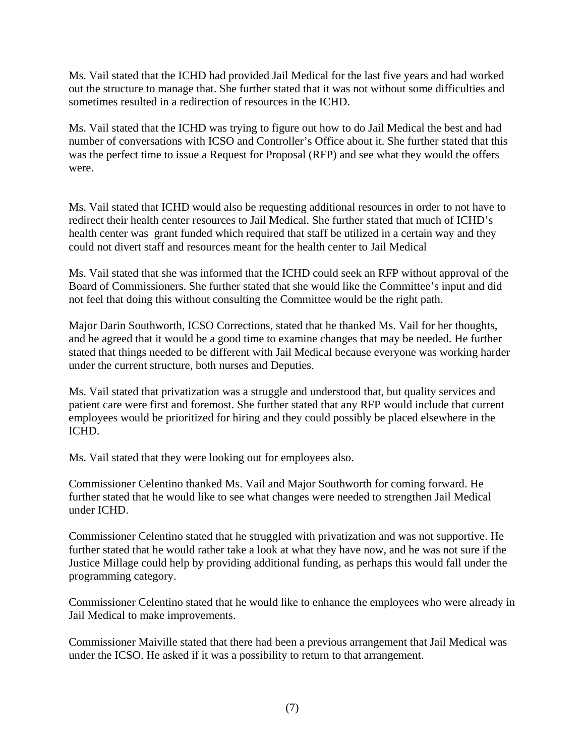Ms. Vail stated that the ICHD had provided Jail Medical for the last five years and had worked out the structure to manage that. She further stated that it was not without some difficulties and sometimes resulted in a redirection of resources in the ICHD.

Ms. Vail stated that the ICHD was trying to figure out how to do Jail Medical the best and had number of conversations with ICSO and Controller's Office about it. She further stated that this was the perfect time to issue a Request for Proposal (RFP) and see what they would the offers were.

Ms. Vail stated that ICHD would also be requesting additional resources in order to not have to redirect their health center resources to Jail Medical. She further stated that much of ICHD's health center was grant funded which required that staff be utilized in a certain way and they could not divert staff and resources meant for the health center to Jail Medical

Ms. Vail stated that she was informed that the ICHD could seek an RFP without approval of the Board of Commissioners. She further stated that she would like the Committee's input and did not feel that doing this without consulting the Committee would be the right path.

Major Darin Southworth, ICSO Corrections, stated that he thanked Ms. Vail for her thoughts, and he agreed that it would be a good time to examine changes that may be needed. He further stated that things needed to be different with Jail Medical because everyone was working harder under the current structure, both nurses and Deputies.

Ms. Vail stated that privatization was a struggle and understood that, but quality services and patient care were first and foremost. She further stated that any RFP would include that current employees would be prioritized for hiring and they could possibly be placed elsewhere in the ICHD.

Ms. Vail stated that they were looking out for employees also.

Commissioner Celentino thanked Ms. Vail and Major Southworth for coming forward. He further stated that he would like to see what changes were needed to strengthen Jail Medical under ICHD.

Commissioner Celentino stated that he struggled with privatization and was not supportive. He further stated that he would rather take a look at what they have now, and he was not sure if the Justice Millage could help by providing additional funding, as perhaps this would fall under the programming category.

Commissioner Celentino stated that he would like to enhance the employees who were already in Jail Medical to make improvements.

Commissioner Maiville stated that there had been a previous arrangement that Jail Medical was under the ICSO. He asked if it was a possibility to return to that arrangement.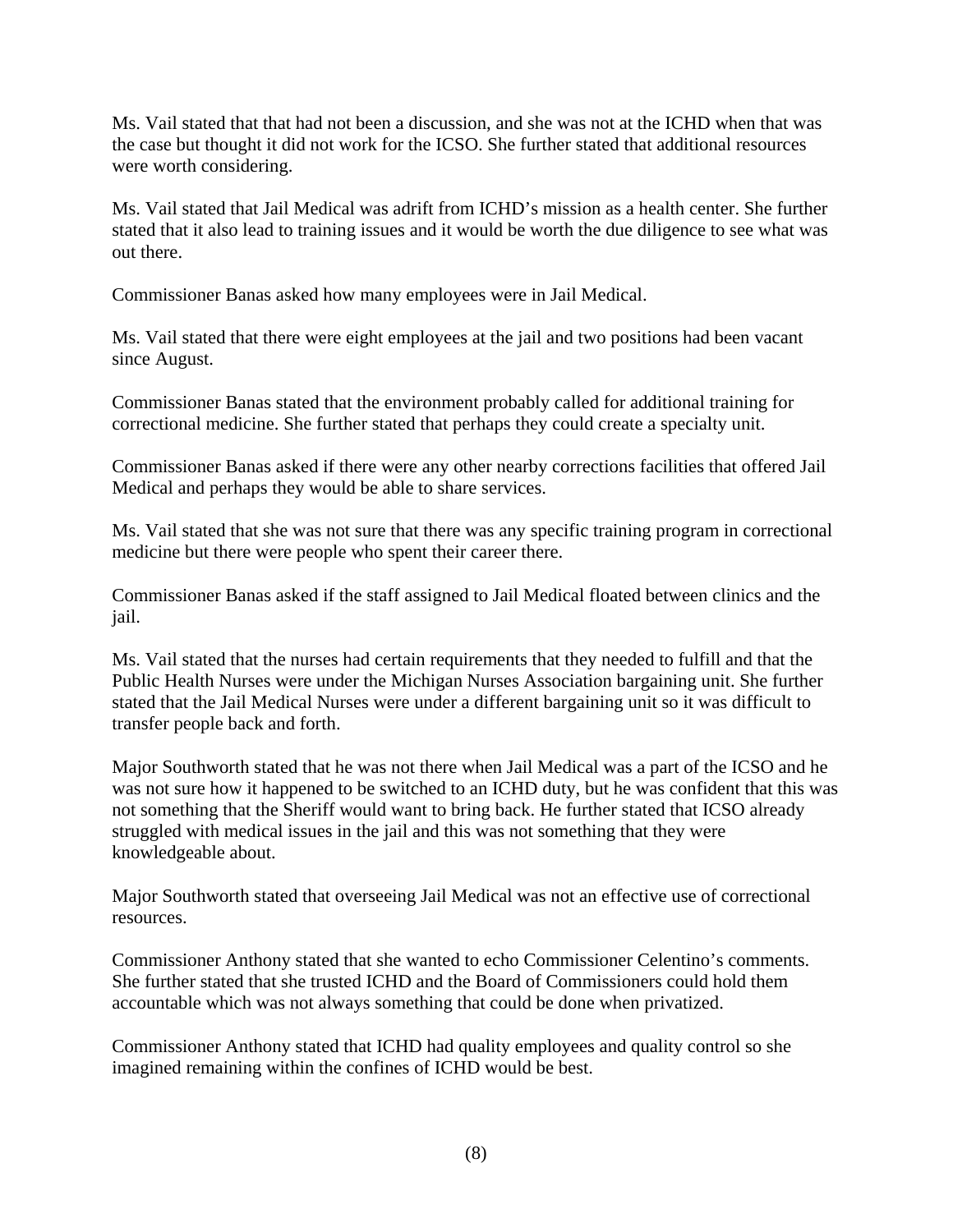Ms. Vail stated that that had not been a discussion, and she was not at the ICHD when that was the case but thought it did not work for the ICSO. She further stated that additional resources were worth considering.

Ms. Vail stated that Jail Medical was adrift from ICHD's mission as a health center. She further stated that it also lead to training issues and it would be worth the due diligence to see what was out there.

Commissioner Banas asked how many employees were in Jail Medical.

Ms. Vail stated that there were eight employees at the jail and two positions had been vacant since August.

Commissioner Banas stated that the environment probably called for additional training for correctional medicine. She further stated that perhaps they could create a specialty unit.

Commissioner Banas asked if there were any other nearby corrections facilities that offered Jail Medical and perhaps they would be able to share services.

Ms. Vail stated that she was not sure that there was any specific training program in correctional medicine but there were people who spent their career there.

Commissioner Banas asked if the staff assigned to Jail Medical floated between clinics and the jail.

Ms. Vail stated that the nurses had certain requirements that they needed to fulfill and that the Public Health Nurses were under the Michigan Nurses Association bargaining unit. She further stated that the Jail Medical Nurses were under a different bargaining unit so it was difficult to transfer people back and forth.

Major Southworth stated that he was not there when Jail Medical was a part of the ICSO and he was not sure how it happened to be switched to an ICHD duty, but he was confident that this was not something that the Sheriff would want to bring back. He further stated that ICSO already struggled with medical issues in the jail and this was not something that they were knowledgeable about.

Major Southworth stated that overseeing Jail Medical was not an effective use of correctional resources.

Commissioner Anthony stated that she wanted to echo Commissioner Celentino's comments. She further stated that she trusted ICHD and the Board of Commissioners could hold them accountable which was not always something that could be done when privatized.

Commissioner Anthony stated that ICHD had quality employees and quality control so she imagined remaining within the confines of ICHD would be best.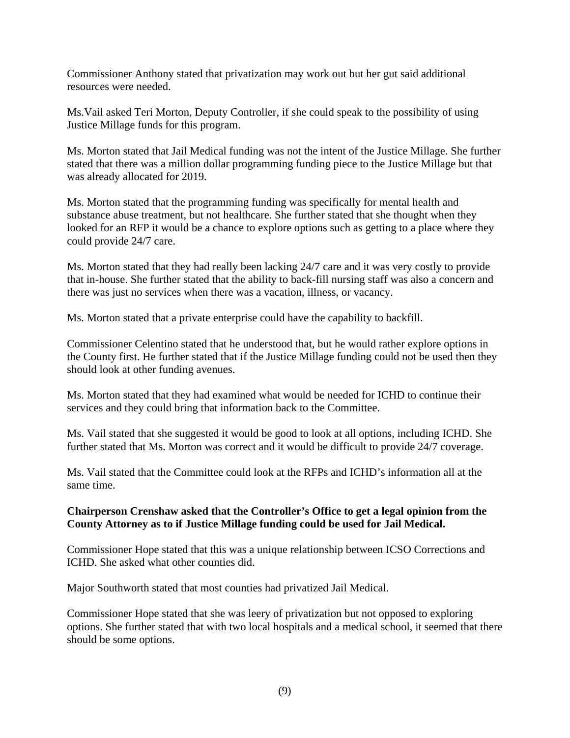Commissioner Anthony stated that privatization may work out but her gut said additional resources were needed.

Ms.Vail asked Teri Morton, Deputy Controller, if she could speak to the possibility of using Justice Millage funds for this program.

Ms. Morton stated that Jail Medical funding was not the intent of the Justice Millage. She further stated that there was a million dollar programming funding piece to the Justice Millage but that was already allocated for 2019.

Ms. Morton stated that the programming funding was specifically for mental health and substance abuse treatment, but not healthcare. She further stated that she thought when they looked for an RFP it would be a chance to explore options such as getting to a place where they could provide 24/7 care.

Ms. Morton stated that they had really been lacking 24/7 care and it was very costly to provide that in-house. She further stated that the ability to back-fill nursing staff was also a concern and there was just no services when there was a vacation, illness, or vacancy.

Ms. Morton stated that a private enterprise could have the capability to backfill.

Commissioner Celentino stated that he understood that, but he would rather explore options in the County first. He further stated that if the Justice Millage funding could not be used then they should look at other funding avenues.

Ms. Morton stated that they had examined what would be needed for ICHD to continue their services and they could bring that information back to the Committee.

Ms. Vail stated that she suggested it would be good to look at all options, including ICHD. She further stated that Ms. Morton was correct and it would be difficult to provide 24/7 coverage.

Ms. Vail stated that the Committee could look at the RFPs and ICHD's information all at the same time.

**Chairperson Crenshaw asked that the Controller's Office to get a legal opinion from the County Attorney as to if Justice Millage funding could be used for Jail Medical.**

Commissioner Hope stated that this was a unique relationship between ICSO Corrections and ICHD. She asked what other counties did.

Major Southworth stated that most counties had privatized Jail Medical.

Commissioner Hope stated that she was leery of privatization but not opposed to exploring options. She further stated that with two local hospitals and a medical school, it seemed that there should be some options.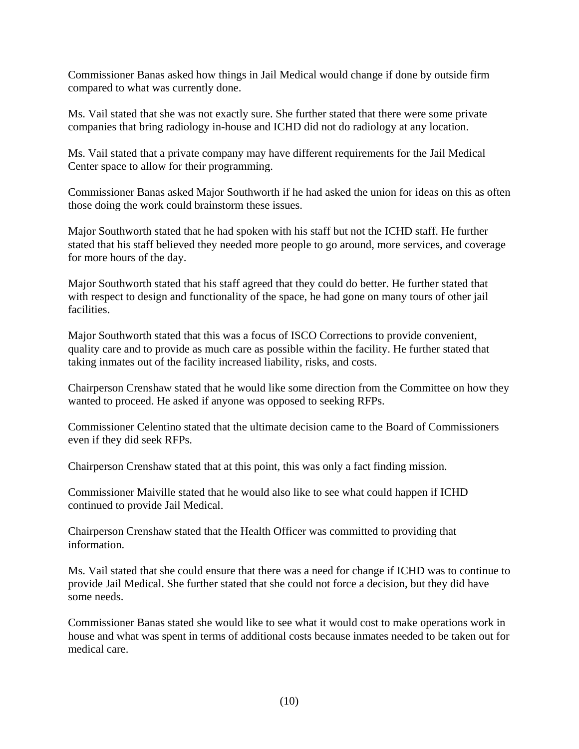Commissioner Banas asked how things in Jail Medical would change if done by outside firm compared to what was currently done.

Ms. Vail stated that she was not exactly sure. She further stated that there were some private companies that bring radiology in-house and ICHD did not do radiology at any location.

Ms. Vail stated that a private company may have different requirements for the Jail Medical Center space to allow for their programming.

Commissioner Banas asked Major Southworth if he had asked the union for ideas on this as often those doing the work could brainstorm these issues.

Major Southworth stated that he had spoken with his staff but not the ICHD staff. He further stated that his staff believed they needed more people to go around, more services, and coverage for more hours of the day.

Major Southworth stated that his staff agreed that they could do better. He further stated that with respect to design and functionality of the space, he had gone on many tours of other jail facilities.

Major Southworth stated that this was a focus of ISCO Corrections to provide convenient, quality care and to provide as much care as possible within the facility. He further stated that taking inmates out of the facility increased liability, risks, and costs.

Chairperson Crenshaw stated that he would like some direction from the Committee on how they wanted to proceed. He asked if anyone was opposed to seeking RFPs.

Commissioner Celentino stated that the ultimate decision came to the Board of Commissioners even if they did seek RFPs.

Chairperson Crenshaw stated that at this point, this was only a fact finding mission.

Commissioner Maiville stated that he would also like to see what could happen if ICHD continued to provide Jail Medical.

Chairperson Crenshaw stated that the Health Officer was committed to providing that information.

Ms. Vail stated that she could ensure that there was a need for change if ICHD was to continue to provide Jail Medical. She further stated that she could not force a decision, but they did have some needs.

Commissioner Banas stated she would like to see what it would cost to make operations work in house and what was spent in terms of additional costs because inmates needed to be taken out for medical care.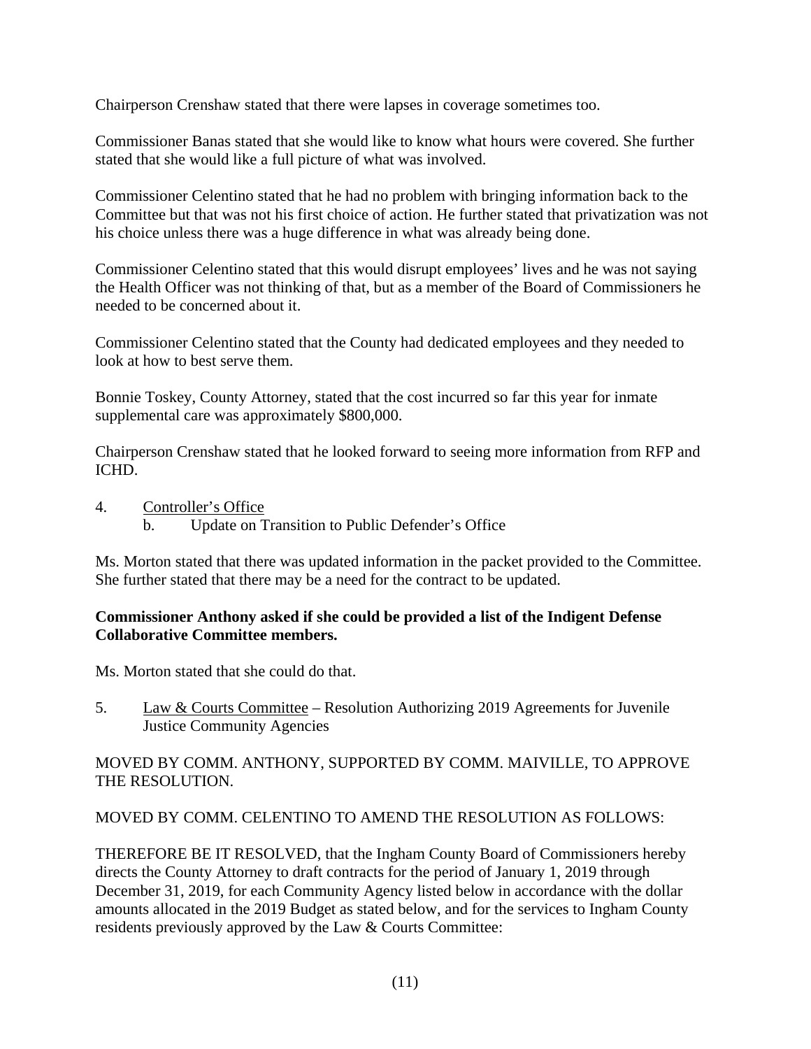Chairperson Crenshaw stated that there were lapses in coverage sometimes too.

Commissioner Banas stated that she would like to know what hours were covered. She further stated that she would like a full picture of what was involved.

Commissioner Celentino stated that he had no problem with bringing information back to the Committee but that was not his first choice of action. He further stated that privatization was not his choice unless there was a huge difference in what was already being done.

Commissioner Celentino stated that this would disrupt employees' lives and he was not saying the Health Officer was not thinking of that, but as a member of the Board of Commissioners he needed to be concerned about it.

Commissioner Celentino stated that the County had dedicated employees and they needed to look at how to best serve them.

Bonnie Toskey, County Attorney, stated that the cost incurred so far this year for inmate supplemental care was approximately $800,000.

Chairperson Crenshaw stated that he looked forward to seeing more information from RFP and ICHD.

4. Controller's Office
   b. Update on Transition to Public Defender's Office

Ms. Morton stated that there was updated information in the packet provided to the Committee. She further stated that there may be a need for the contract to be updated.

**Commissioner Anthony asked if she could be provided a list of the Indigent Defense Collaborative Committee members.**

Ms. Morton stated that she could do that.

5. Law & Courts Committee – Resolution Authorizing 2019 Agreements for Juvenile Justice Community Agencies

MOVED BY COMM. ANTHONY, SUPPORTED BY COMM. MAIVILLE, TO APPROVE THE RESOLUTION.

MOVED BY COMM. CELENTINO TO AMEND THE RESOLUTION AS FOLLOWS:

THEREFORE BE IT RESOLVED, that the Ingham County Board of Commissioners hereby directs the County Attorney to draft contracts for the period of January 1, 2019 through December 31, 2019, for each Community Agency listed below in accordance with the dollar amounts allocated in the 2019 Budget as stated below, and for the services to Ingham County residents previously approved by the Law & Courts Committee: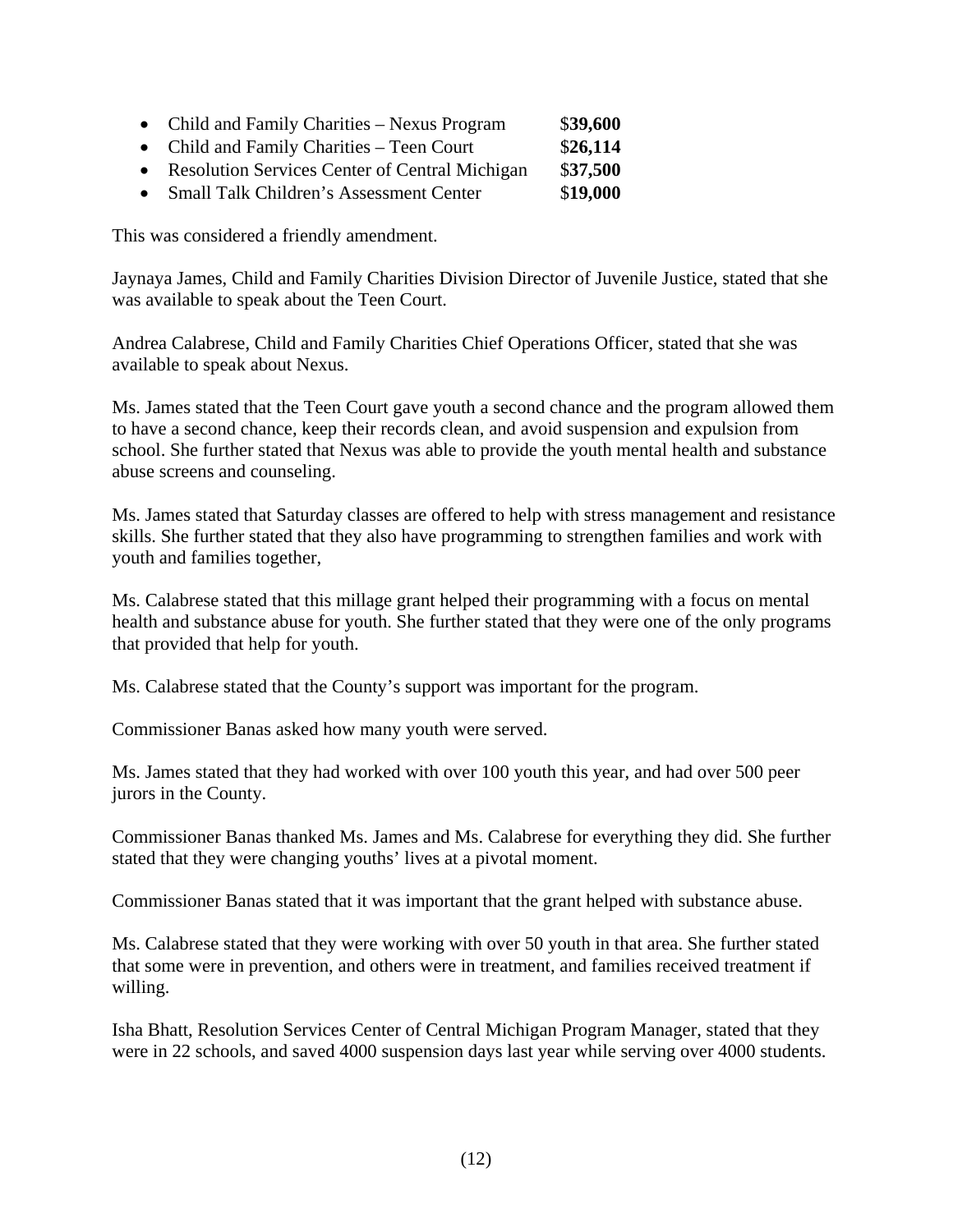- Child and Family Charities – Nexus Program $**39,600**
- Child and Family Charities – Teen Court $**26,114**
- Resolution Services Center of Central Michigan $**37,500**
- Small Talk Children's Assessment Center $**19,000**

This was considered a friendly amendment.

Jaynaya James, Child and Family Charities Division Director of Juvenile Justice, stated that she was available to speak about the Teen Court.

Andrea Calabrese, Child and Family Charities Chief Operations Officer, stated that she was available to speak about Nexus.

Ms. James stated that the Teen Court gave youth a second chance and the program allowed them to have a second chance, keep their records clean, and avoid suspension and expulsion from school. She further stated that Nexus was able to provide the youth mental health and substance abuse screens and counseling.

Ms. James stated that Saturday classes are offered to help with stress management and resistance skills. She further stated that they also have programming to strengthen families and work with youth and families together,

Ms. Calabrese stated that this millage grant helped their programming with a focus on mental health and substance abuse for youth. She further stated that they were one of the only programs that provided that help for youth.

Ms. Calabrese stated that the County's support was important for the program.

Commissioner Banas asked how many youth were served.

Ms. James stated that they had worked with over 100 youth this year, and had over 500 peer jurors in the County.

Commissioner Banas thanked Ms. James and Ms. Calabrese for everything they did. She further stated that they were changing youths' lives at a pivotal moment.

Commissioner Banas stated that it was important that the grant helped with substance abuse.

Ms. Calabrese stated that they were working with over 50 youth in that area. She further stated that some were in prevention, and others were in treatment, and families received treatment if willing.

Isha Bhatt, Resolution Services Center of Central Michigan Program Manager, stated that they were in 22 schools, and saved 4000 suspension days last year while serving over 4000 students.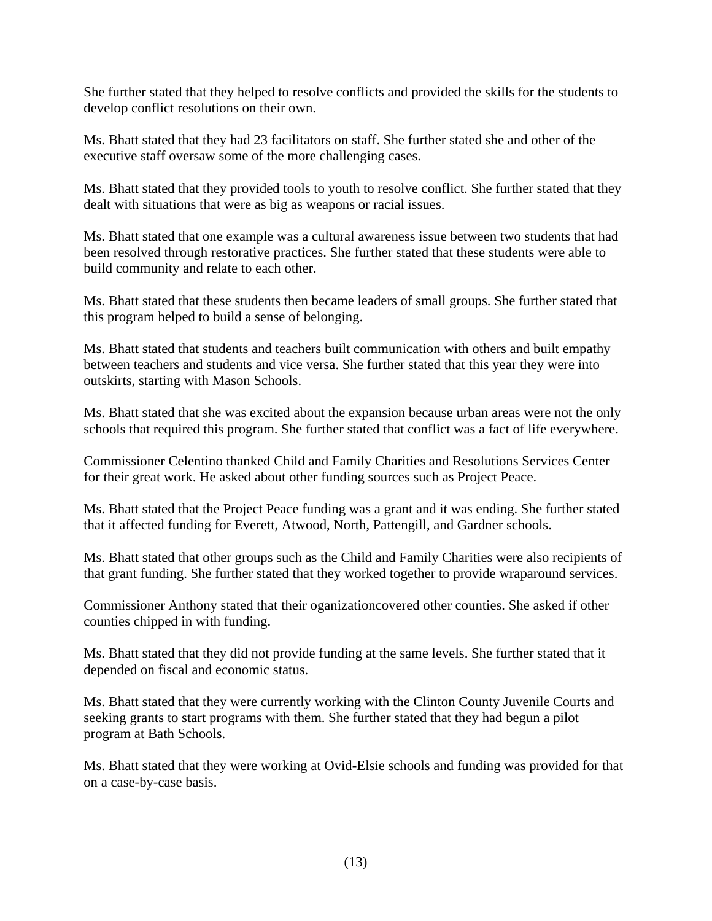She further stated that they helped to resolve conflicts and provided the skills for the students to develop conflict resolutions on their own.

Ms. Bhatt stated that they had 23 facilitators on staff. She further stated she and other of the executive staff oversaw some of the more challenging cases.

Ms. Bhatt stated that they provided tools to youth to resolve conflict. She further stated that they dealt with situations that were as big as weapons or racial issues.

Ms. Bhatt stated that one example was a cultural awareness issue between two students that had been resolved through restorative practices. She further stated that these students were able to build community and relate to each other.

Ms. Bhatt stated that these students then became leaders of small groups. She further stated that this program helped to build a sense of belonging.

Ms. Bhatt stated that students and teachers built communication with others and built empathy between teachers and students and vice versa. She further stated that this year they were into outskirts, starting with Mason Schools.

Ms. Bhatt stated that she was excited about the expansion because urban areas were not the only schools that required this program. She further stated that conflict was a fact of life everywhere.

Commissioner Celentino thanked Child and Family Charities and Resolutions Services Center for their great work. He asked about other funding sources such as Project Peace.

Ms. Bhatt stated that the Project Peace funding was a grant and it was ending. She further stated that it affected funding for Everett, Atwood, North, Pattengill, and Gardner schools.

Ms. Bhatt stated that other groups such as the Child and Family Charities were also recipients of that grant funding. She further stated that they worked together to provide wraparound services.

Commissioner Anthony stated that their oganizationcovered other counties. She asked if other counties chipped in with funding.

Ms. Bhatt stated that they did not provide funding at the same levels. She further stated that it depended on fiscal and economic status.

Ms. Bhatt stated that they were currently working with the Clinton County Juvenile Courts and seeking grants to start programs with them. She further stated that they had begun a pilot program at Bath Schools.

Ms. Bhatt stated that they were working at Ovid-Elsie schools and funding was provided for that on a case-by-case basis.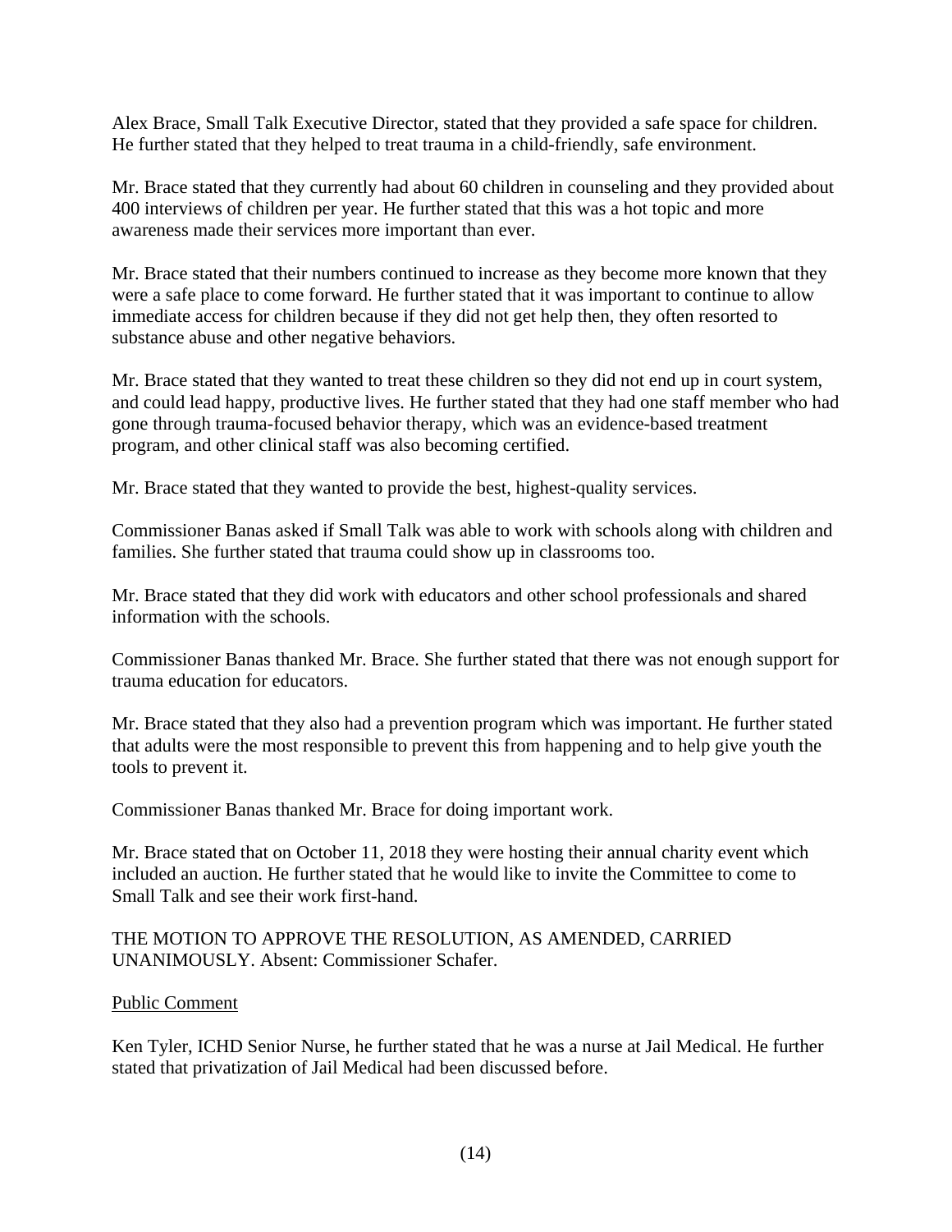Alex Brace, Small Talk Executive Director, stated that they provided a safe space for children. He further stated that they helped to treat trauma in a child-friendly, safe environment.

Mr. Brace stated that they currently had about 60 children in counseling and they provided about 400 interviews of children per year. He further stated that this was a hot topic and more awareness made their services more important than ever.

Mr. Brace stated that their numbers continued to increase as they become more known that they were a safe place to come forward. He further stated that it was important to continue to allow immediate access for children because if they did not get help then, they often resorted to substance abuse and other negative behaviors.

Mr. Brace stated that they wanted to treat these children so they did not end up in court system, and could lead happy, productive lives. He further stated that they had one staff member who had gone through trauma-focused behavior therapy, which was an evidence-based treatment program, and other clinical staff was also becoming certified.

Mr. Brace stated that they wanted to provide the best, highest-quality services.

Commissioner Banas asked if Small Talk was able to work with schools along with children and families. She further stated that trauma could show up in classrooms too.

Mr. Brace stated that they did work with educators and other school professionals and shared information with the schools.

Commissioner Banas thanked Mr. Brace. She further stated that there was not enough support for trauma education for educators.

Mr. Brace stated that they also had a prevention program which was important. He further stated that adults were the most responsible to prevent this from happening and to help give youth the tools to prevent it.

Commissioner Banas thanked Mr. Brace for doing important work.

Mr. Brace stated that on October 11, 2018 they were hosting their annual charity event which included an auction. He further stated that he would like to invite the Committee to come to Small Talk and see their work first-hand.

THE MOTION TO APPROVE THE RESOLUTION, AS AMENDED, CARRIED UNANIMOUSLY. Absent: Commissioner Schafer.

Public Comment

Ken Tyler, ICHD Senior Nurse, he further stated that he was a nurse at Jail Medical. He further stated that privatization of Jail Medical had been discussed before.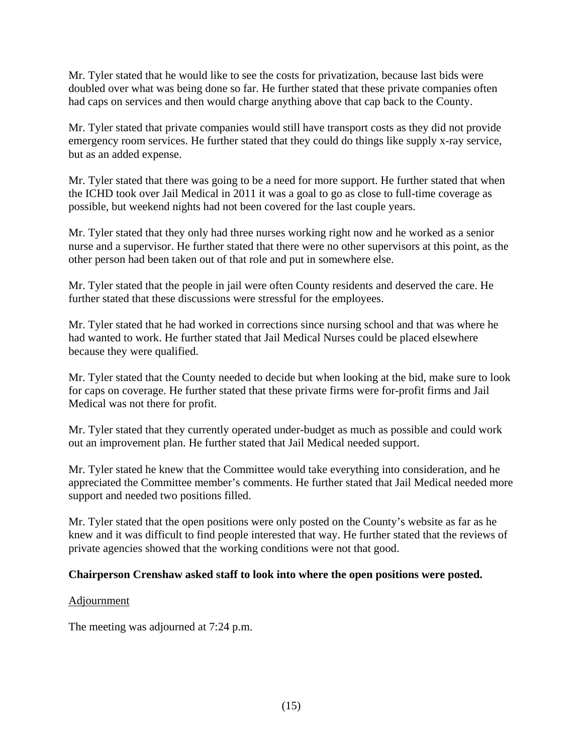Mr. Tyler stated that he would like to see the costs for privatization, because last bids were doubled over what was being done so far. He further stated that these private companies often had caps on services and then would charge anything above that cap back to the County.

Mr. Tyler stated that private companies would still have transport costs as they did not provide emergency room services. He further stated that they could do things like supply x-ray service, but as an added expense.

Mr. Tyler stated that there was going to be a need for more support. He further stated that when the ICHD took over Jail Medical in 2011 it was a goal to go as close to full-time coverage as possible, but weekend nights had not been covered for the last couple years.

Mr. Tyler stated that they only had three nurses working right now and he worked as a senior nurse and a supervisor. He further stated that there were no other supervisors at this point, as the other person had been taken out of that role and put in somewhere else.

Mr. Tyler stated that the people in jail were often County residents and deserved the care. He further stated that these discussions were stressful for the employees.

Mr. Tyler stated that he had worked in corrections since nursing school and that was where he had wanted to work. He further stated that Jail Medical Nurses could be placed elsewhere because they were qualified.

Mr. Tyler stated that the County needed to decide but when looking at the bid, make sure to look for caps on coverage. He further stated that these private firms were for-profit firms and Jail Medical was not there for profit.

Mr. Tyler stated that they currently operated under-budget as much as possible and could work out an improvement plan. He further stated that Jail Medical needed support.

Mr. Tyler stated he knew that the Committee would take everything into consideration, and he appreciated the Committee member's comments. He further stated that Jail Medical needed more support and needed two positions filled.

Mr. Tyler stated that the open positions were only posted on the County's website as far as he knew and it was difficult to find people interested that way. He further stated that the reviews of private agencies showed that the working conditions were not that good.

**Chairperson Crenshaw asked staff to look into where the open positions were posted.**

<u>Adjournment</u>

The meeting was adjourned at 7:24 p.m.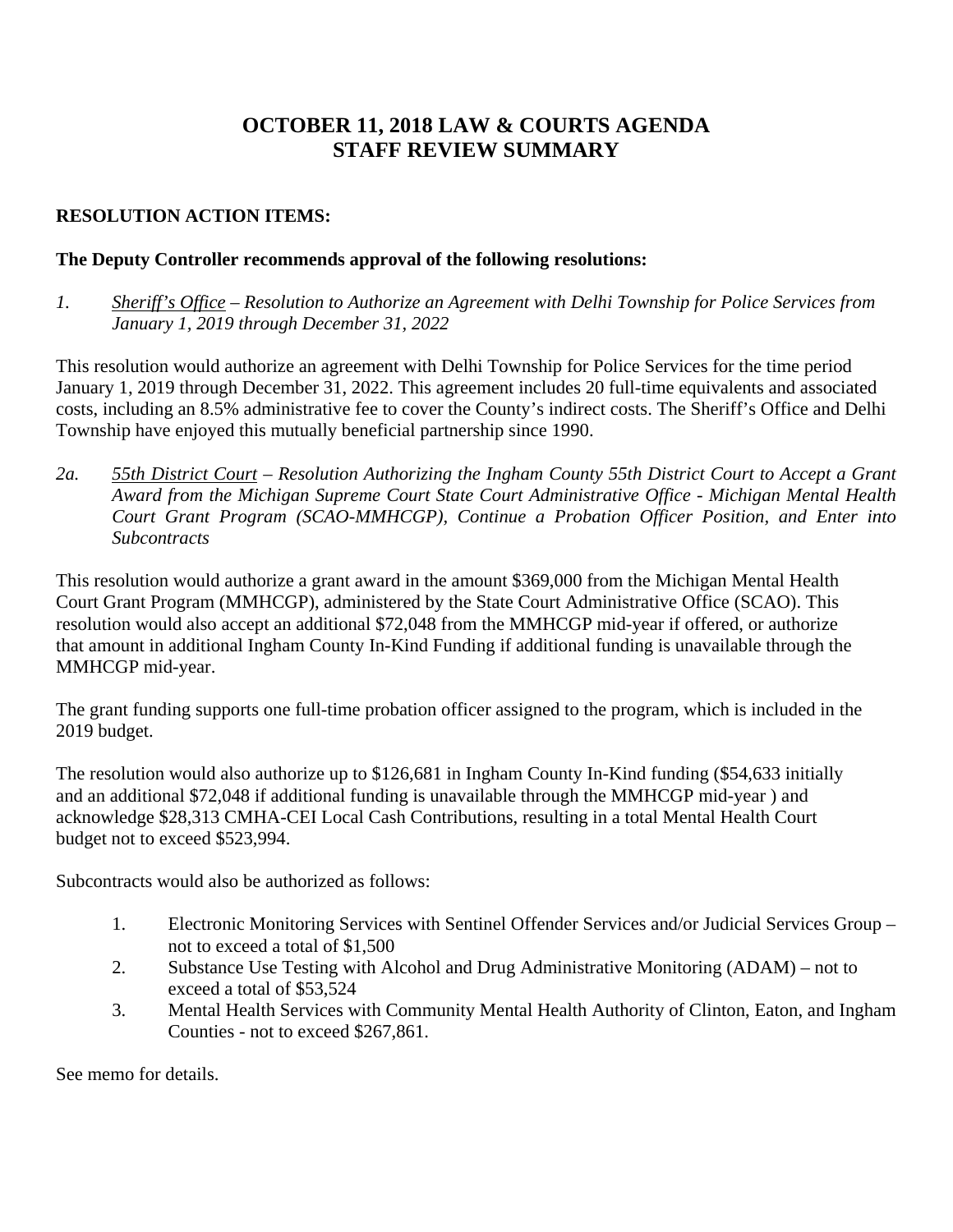# OCTOBER 11, 2018 LAW & COURTS AGENDA
# STAFF REVIEW SUMMARY

**RESOLUTION ACTION ITEMS:**

**The Deputy Controller recommends approval of the following resolutions:**

*1.* *Sheriff's Office – Resolution to Authorize an Agreement with Delhi Township for Police Services from January 1, 2019 through December 31, 2022*

This resolution would authorize an agreement with Delhi Township for Police Services for the time period January 1, 2019 through December 31, 2022. This agreement includes 20 full-time equivalents and associated costs, including an 8.5% administrative fee to cover the County's indirect costs. The Sheriff's Office and Delhi Township have enjoyed this mutually beneficial partnership since 1990.

*2a.* *55th District Court – Resolution Authorizing the Ingham County 55th District Court to Accept a Grant Award from the Michigan Supreme Court State Court Administrative Office - Michigan Mental Health Court Grant Program (SCAO-MMHCGP), Continue a Probation Officer Position, and Enter into Subcontracts*

This resolution would authorize a grant award in the amount $369,000 from the Michigan Mental Health Court Grant Program (MMHCGP), administered by the State Court Administrative Office (SCAO). This resolution would also accept an additional $72,048 from the MMHCGP mid-year if offered, or authorize that amount in additional Ingham County In-Kind Funding if additional funding is unavailable through the MMHCGP mid-year.

The grant funding supports one full-time probation officer assigned to the program, which is included in the 2019 budget.

The resolution would also authorize up to $126,681 in Ingham County In-Kind funding ($54,633 initially and an additional $72,048 if additional funding is unavailable through the MMHCGP mid-year ) and acknowledge $28,313 CMHA-CEI Local Cash Contributions, resulting in a total Mental Health Court budget not to exceed $523,994.

Subcontracts would also be authorized as follows:

1. Electronic Monitoring Services with Sentinel Offender Services and/or Judicial Services Group – not to exceed a total of $1,500
2. Substance Use Testing with Alcohol and Drug Administrative Monitoring (ADAM) – not to exceed a total of $53,524
3. Mental Health Services with Community Mental Health Authority of Clinton, Eaton, and Ingham Counties - not to exceed $267,861.

See memo for details.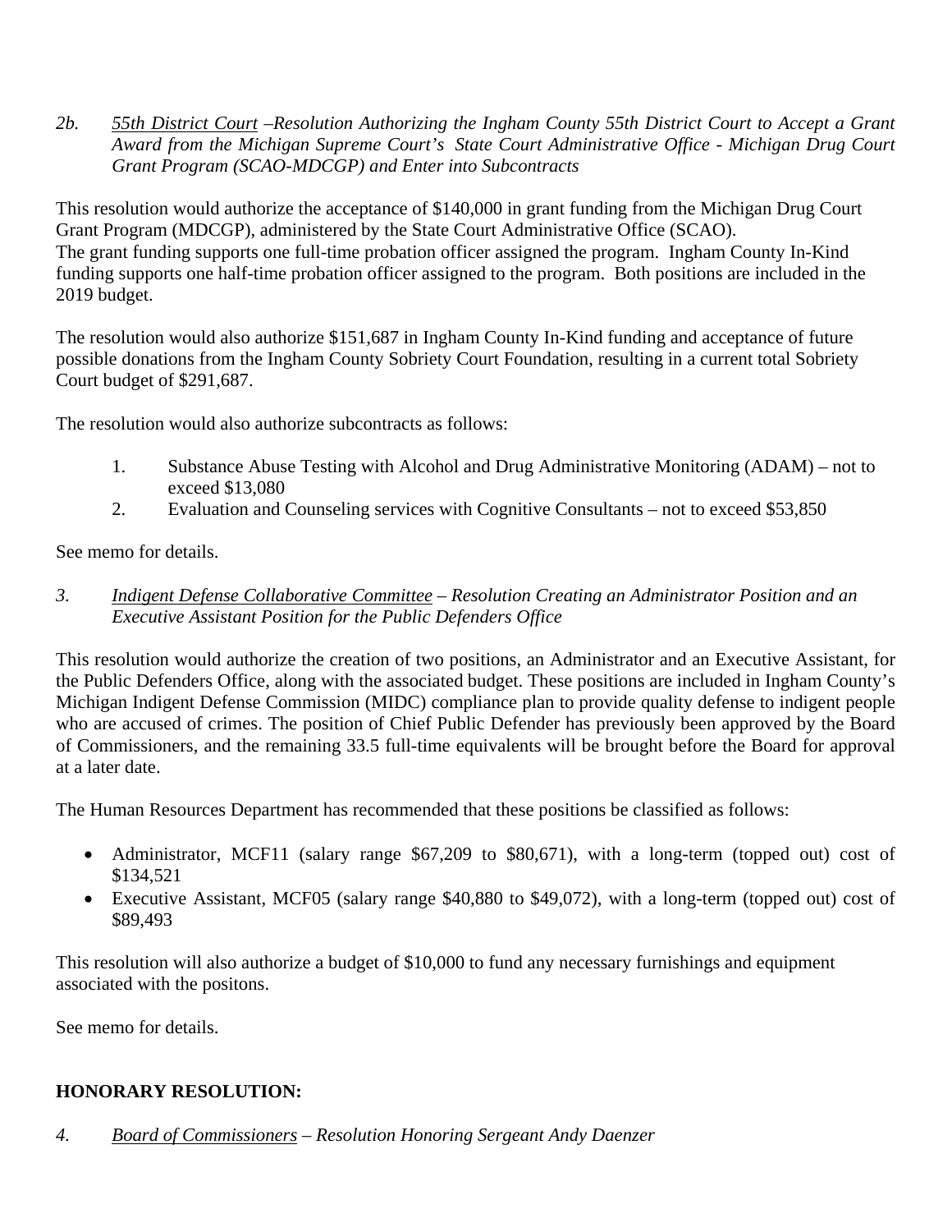*2b.* *<u>55th District Court</u> –Resolution Authorizing the Ingham County 55th District Court to Accept a Grant Award from the Michigan Supreme Court's State Court Administrative Office - Michigan Drug Court Grant Program (SCAO-MDCGP) and Enter into Subcontracts*

This resolution would authorize the acceptance of $140,000 in grant funding from the Michigan Drug Court Grant Program (MDCGP), administered by the State Court Administrative Office (SCAO). The grant funding supports one full-time probation officer assigned the program. Ingham County In-Kind funding supports one half-time probation officer assigned to the program. Both positions are included in the 2019 budget.

The resolution would also authorize $151,687 in Ingham County In-Kind funding and acceptance of future possible donations from the Ingham County Sobriety Court Foundation, resulting in a current total Sobriety Court budget of $291,687.

The resolution would also authorize subcontracts as follows:

1. Substance Abuse Testing with Alcohol and Drug Administrative Monitoring (ADAM) – not to exceed $13,080
2. Evaluation and Counseling services with Cognitive Consultants – not to exceed $53,850

See memo for details.

*3.* *<u>Indigent Defense Collaborative Committee</u> – Resolution Creating an Administrator Position and an Executive Assistant Position for the Public Defenders Office*

This resolution would authorize the creation of two positions, an Administrator and an Executive Assistant, for the Public Defenders Office, along with the associated budget. These positions are included in Ingham County's Michigan Indigent Defense Commission (MIDC) compliance plan to provide quality defense to indigent people who are accused of crimes. The position of Chief Public Defender has previously been approved by the Board of Commissioners, and the remaining 33.5 full-time equivalents will be brought before the Board for approval at a later date.

The Human Resources Department has recommended that these positions be classified as follows:

- Administrator, MCF11 (salary range $67,209 to $80,671), with a long-term (topped out) cost of $134,521
- Executive Assistant, MCF05 (salary range $40,880 to $49,072), with a long-term (topped out) cost of $89,493

This resolution will also authorize a budget of $10,000 to fund any necessary furnishings and equipment associated with the positons.

See memo for details.

## HONORARY RESOLUTION:

*4.* *<u>Board of Commissioners</u> – Resolution Honoring Sergeant Andy Daenzer*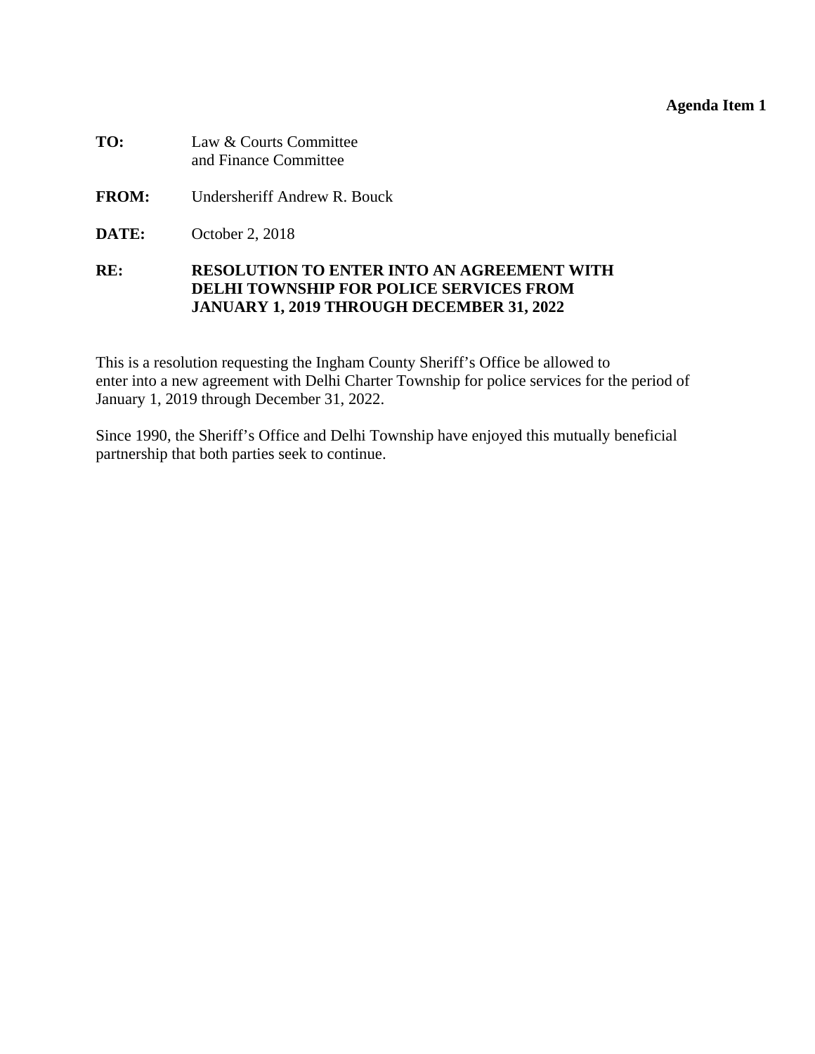**Agenda Item 1**

**TO:** Law & Courts Committee
and Finance Committee

**FROM:** Undersheriff Andrew R. Bouck

**DATE:** October 2, 2018

**RE:** **RESOLUTION TO ENTER INTO AN AGREEMENT WITH DELHI TOWNSHIP FOR POLICE SERVICES FROM JANUARY 1, 2019 THROUGH DECEMBER 31, 2022**

This is a resolution requesting the Ingham County Sheriff's Office be allowed to enter into a new agreement with Delhi Charter Township for police services for the period of January 1, 2019 through December 31, 2022.

Since 1990, the Sheriff's Office and Delhi Township have enjoyed this mutually beneficial partnership that both parties seek to continue.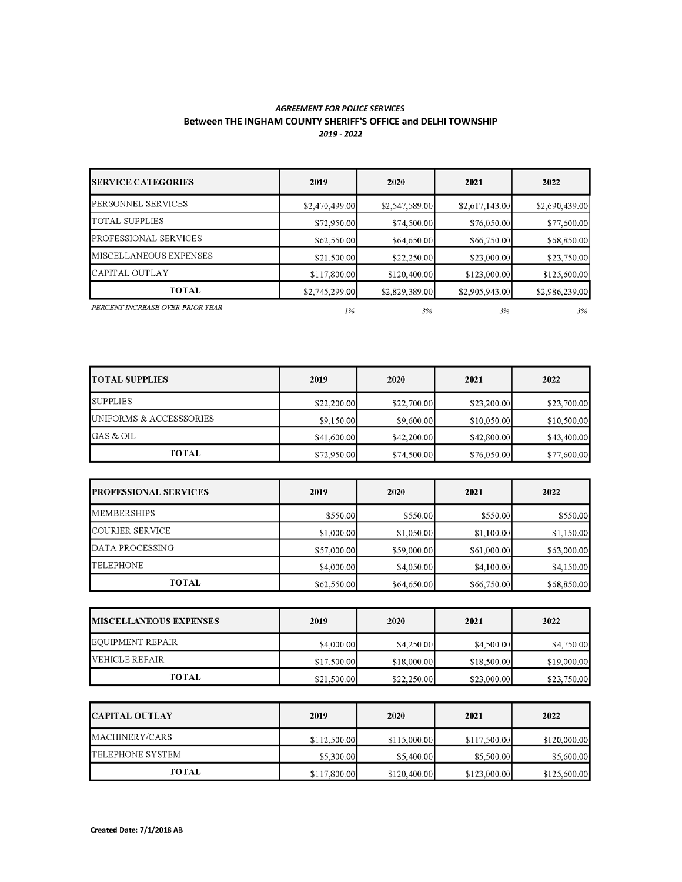***AGREEMENT FOR POLICE SERVICES***

**Between THE INGHAM COUNTY SHERIFF'S OFFICE and DELHI TOWNSHIP**

***2019 - 2022***

| SERVICE CATEGORIES | 2019 | 2020 | 2021 | 2022 |
|---|---|---|---|---|
| PERSONNEL SERVICES | $2,470,499.00 | $2,547,589.00 | $2,617,143.00 | $2,690,439.00 |
| TOTAL SUPPLIES | $72,950.00 | $74,500.00 | $76,050.00 | $77,600.00 |
| PROFESSIONAL SERVICES | $62,550.00 | $64,650.00 | $66,750.00 | $68,850.00 |
| MISCELLANEOUS EXPENSES | $21,500.00 | $22,250.00 | $23,000.00 | $23,750.00 |
| CAPITAL OUTLAY | $117,800.00 | $120,400.00 | $123,000.00 | $125,600.00 |
| TOTAL | $2,745,299.00 | $2,829,389.00 | $2,905,943.00 | $2,986,239.00 |
| *PERCENT INCREASE OVER PRIOR YEAR* | *1%* | *3%* | *3%* | *3%* |

| TOTAL SUPPLIES | 2019 | 2020 | 2021 | 2022 |
|---|---|---|---|---|
| SUPPLIES | $22,200.00 | $22,700.00 | $23,200.00 | $23,700.00 |
| UNIFORMS & ACCESSSORIES | $9,150.00 | $9,600.00 | $10,050.00 | $10,500.00 |
| GAS & OIL | $41,600.00 | $42,200.00 | $42,800.00 | $43,400.00 |
| TOTAL | $72,950.00 | $74,500.00 | $76,050.00 | $77,600.00 |

| PROFESSIONAL SERVICES | 2019 | 2020 | 2021 | 2022 |
|---|---|---|---|---|
| MEMBERSHIPS | $550.00 | $550.00 | $550.00 | $550.00 |
| COURIER SERVICE | $1,000.00 | $1,050.00 | $1,100.00 | $1,150.00 |
| DATA PROCESSING | $57,000.00 | $59,000.00 | $61,000.00 | $63,000.00 |
| TELEPHONE | $4,000.00 | $4,050.00 | $4,100.00 | $4,150.00 |
| TOTAL | $62,550.00 | $64,650.00 | $66,750.00 | $68,850.00 |

| MISCELLANEOUS EXPENSES | 2019 | 2020 | 2021 | 2022 |
|---|---|---|---|---|
| EQUIPMENT REPAIR | $4,000.00 | $4,250.00 | $4,500.00 | $4,750.00 |
| VEHICLE REPAIR | $17,500.00 | $18,000.00 | $18,500.00 | $19,000.00 |
| TOTAL | $21,500.00 | $22,250.00 | $23,000.00 | $23,750.00 |

| CAPITAL OUTLAY | 2019 | 2020 | 2021 | 2022 |
|---|---|---|---|---|
| MACHINERY/CARS | $112,500.00 | $115,000.00 | $117,500.00 | $120,000.00 |
| TELEPHONE SYSTEM | $5,300.00 | $5,400.00 | $5,500.00 | $5,600.00 |
| TOTAL | $117,800.00 | $120,400.00 | $123,000.00 | $125,600.00 |

**Created Date: 7/1/2018 AB**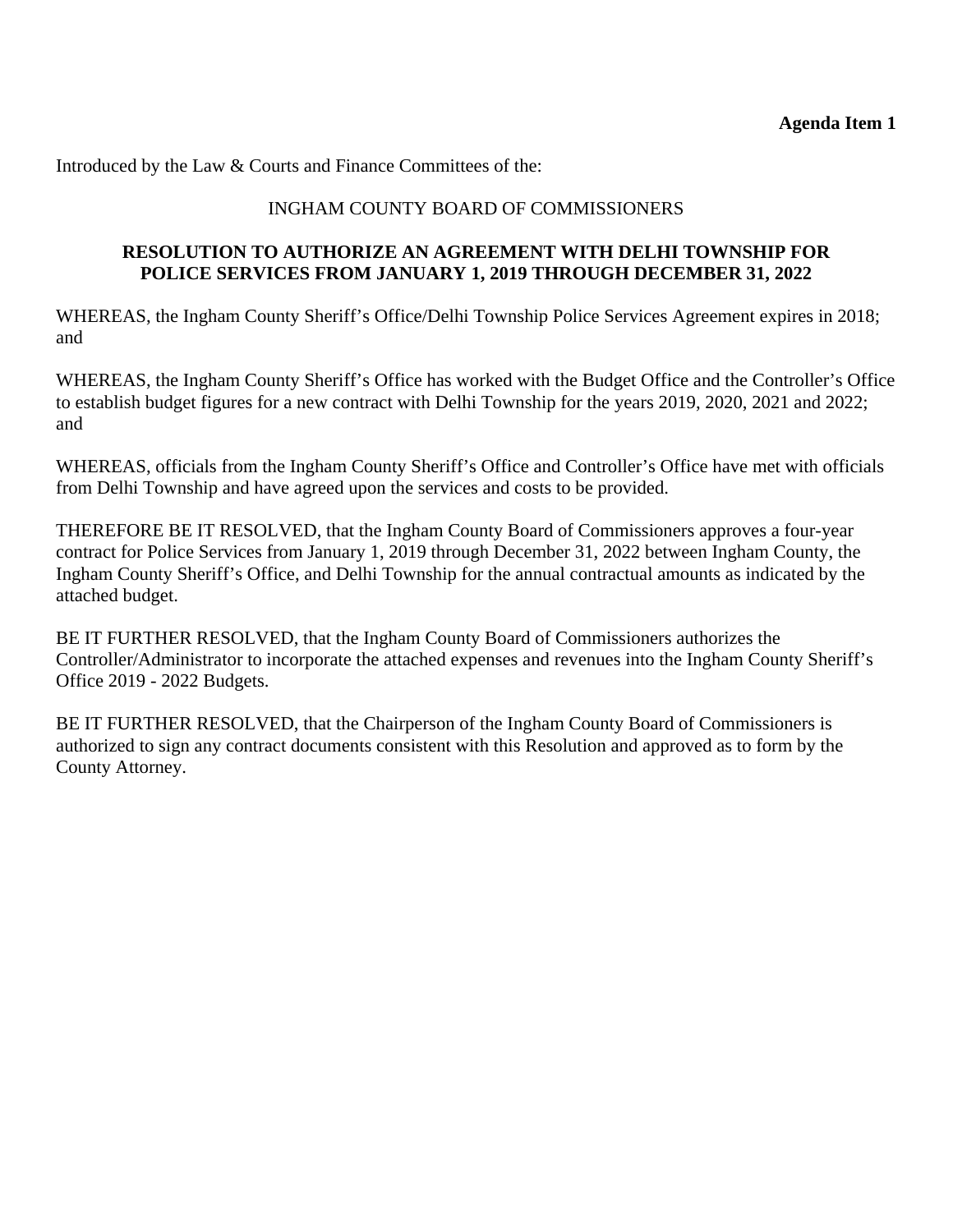**Agenda Item 1**

Introduced by the Law & Courts and Finance Committees of the:

INGHAM COUNTY BOARD OF COMMISSIONERS

**RESOLUTION TO AUTHORIZE AN AGREEMENT WITH DELHI TOWNSHIP FOR POLICE SERVICES FROM JANUARY 1, 2019 THROUGH DECEMBER 31, 2022**

WHEREAS, the Ingham County Sheriff's Office/Delhi Township Police Services Agreement expires in 2018; and

WHEREAS, the Ingham County Sheriff's Office has worked with the Budget Office and the Controller's Office to establish budget figures for a new contract with Delhi Township for the years 2019, 2020, 2021 and 2022; and

WHEREAS, officials from the Ingham County Sheriff's Office and Controller's Office have met with officials from Delhi Township and have agreed upon the services and costs to be provided.

THEREFORE BE IT RESOLVED, that the Ingham County Board of Commissioners approves a four-year contract for Police Services from January 1, 2019 through December 31, 2022 between Ingham County, the Ingham County Sheriff's Office, and Delhi Township for the annual contractual amounts as indicated by the attached budget.

BE IT FURTHER RESOLVED, that the Ingham County Board of Commissioners authorizes the Controller/Administrator to incorporate the attached expenses and revenues into the Ingham County Sheriff's Office 2019 - 2022 Budgets.

BE IT FURTHER RESOLVED, that the Chairperson of the Ingham County Board of Commissioners is authorized to sign any contract documents consistent with this Resolution and approved as to form by the County Attorney.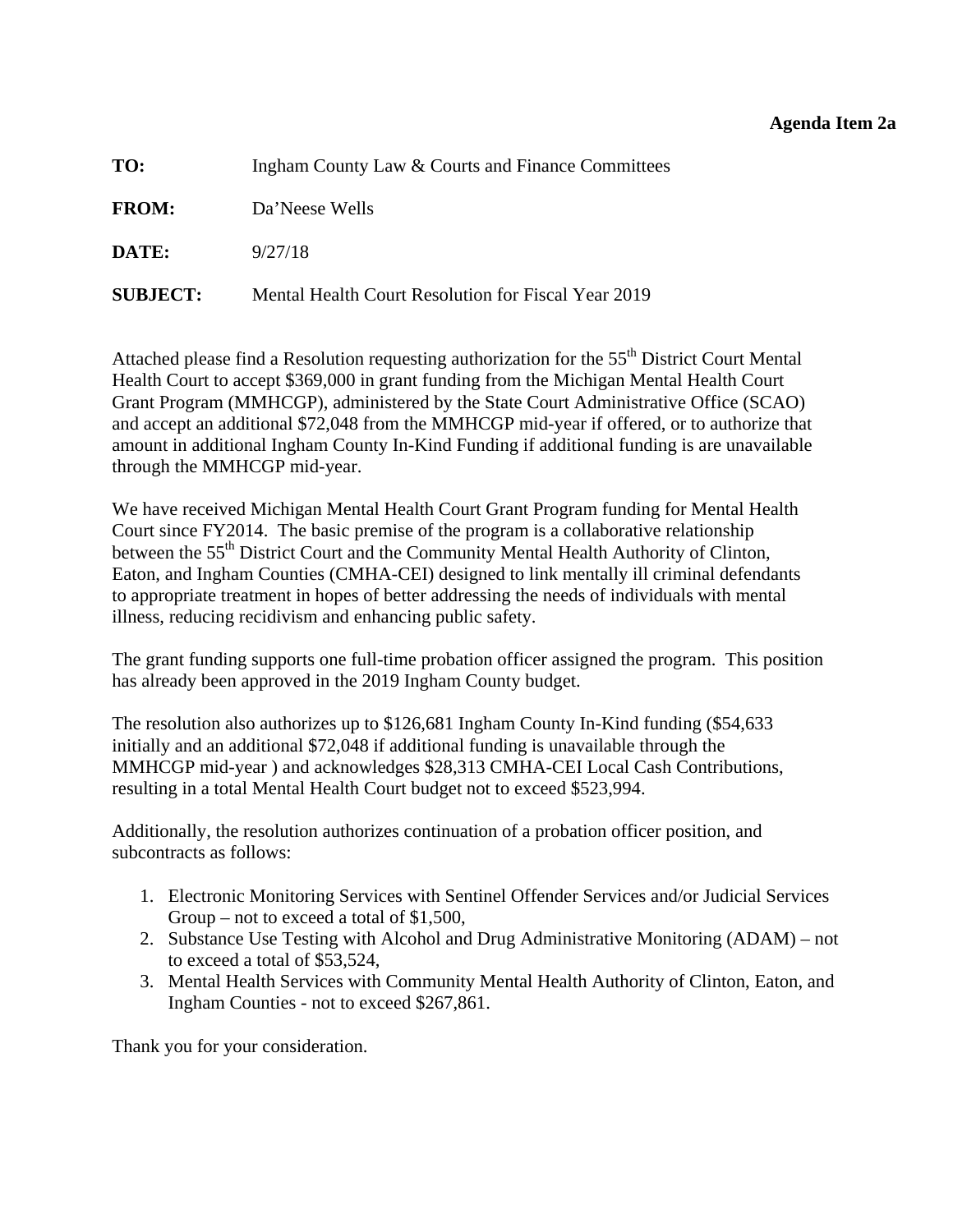**Agenda Item 2a**

**TO:** Ingham County Law & Courts and Finance Committees

**FROM:** Da'Neese Wells

**DATE:** 9/27/18

**SUBJECT:** Mental Health Court Resolution for Fiscal Year 2019

Attached please find a Resolution requesting authorization for the 55th District Court Mental Health Court to accept $369,000 in grant funding from the Michigan Mental Health Court Grant Program (MMHCGP), administered by the State Court Administrative Office (SCAO) and accept an additional $72,048 from the MMHCGP mid-year if offered, or to authorize that amount in additional Ingham County In-Kind Funding if additional funding is are unavailable through the MMHCGP mid-year.

We have received Michigan Mental Health Court Grant Program funding for Mental Health Court since FY2014. The basic premise of the program is a collaborative relationship between the 55th District Court and the Community Mental Health Authority of Clinton, Eaton, and Ingham Counties (CMHA-CEI) designed to link mentally ill criminal defendants to appropriate treatment in hopes of better addressing the needs of individuals with mental illness, reducing recidivism and enhancing public safety.

The grant funding supports one full-time probation officer assigned the program. This position has already been approved in the 2019 Ingham County budget.

The resolution also authorizes up to $126,681 Ingham County In-Kind funding ($54,633 initially and an additional $72,048 if additional funding is unavailable through the MMHCGP mid-year ) and acknowledges $28,313 CMHA-CEI Local Cash Contributions, resulting in a total Mental Health Court budget not to exceed $523,994.

Additionally, the resolution authorizes continuation of a probation officer position, and subcontracts as follows:

1. Electronic Monitoring Services with Sentinel Offender Services and/or Judicial Services Group – not to exceed a total of $1,500,
2. Substance Use Testing with Alcohol and Drug Administrative Monitoring (ADAM) – not to exceed a total of $53,524,
3. Mental Health Services with Community Mental Health Authority of Clinton, Eaton, and Ingham Counties - not to exceed $267,861.

Thank you for your consideration.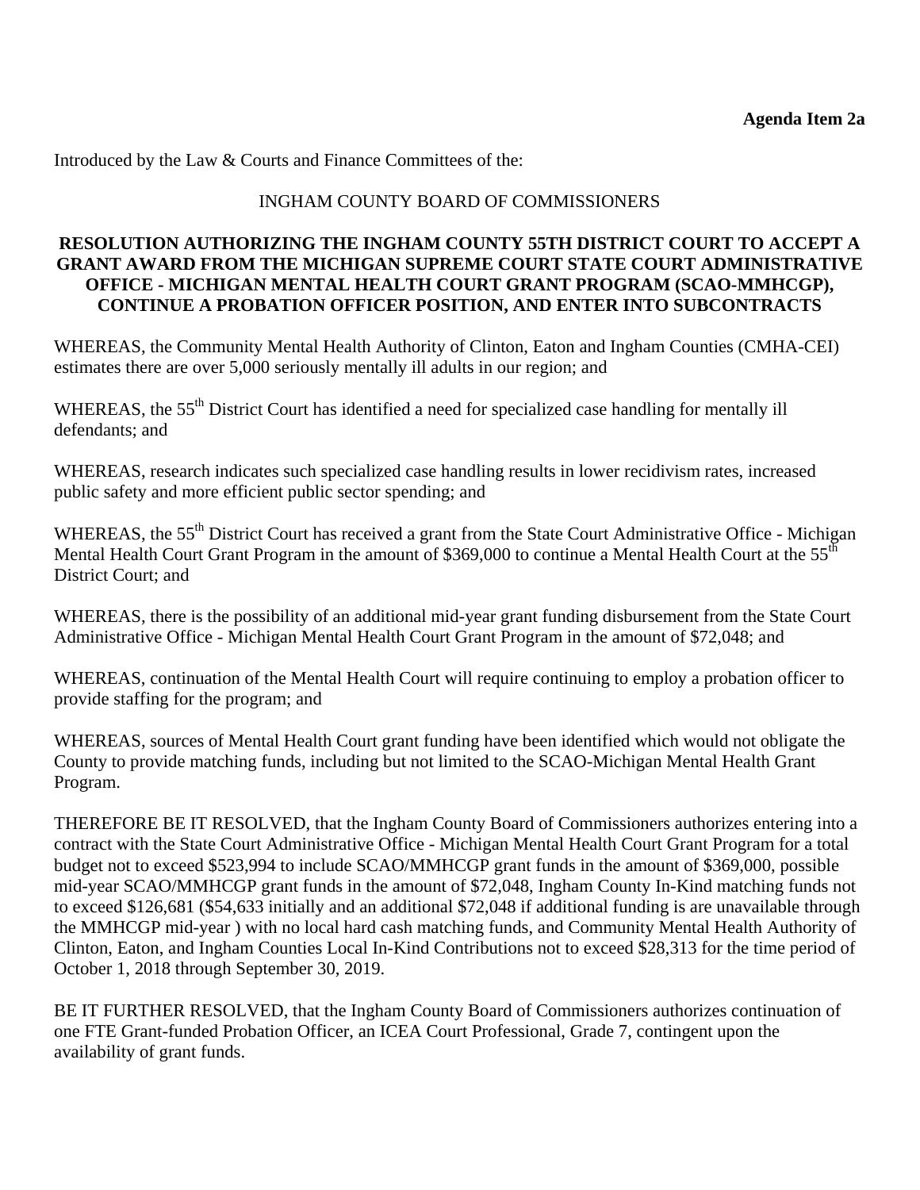**Agenda Item 2a**

Introduced by the Law & Courts and Finance Committees of the:

INGHAM COUNTY BOARD OF COMMISSIONERS

**RESOLUTION AUTHORIZING THE INGHAM COUNTY 55TH DISTRICT COURT TO ACCEPT A GRANT AWARD FROM THE MICHIGAN SUPREME COURT STATE COURT ADMINISTRATIVE OFFICE - MICHIGAN MENTAL HEALTH COURT GRANT PROGRAM (SCAO-MMHCGP), CONTINUE A PROBATION OFFICER POSITION, AND ENTER INTO SUBCONTRACTS**

WHEREAS, the Community Mental Health Authority of Clinton, Eaton and Ingham Counties (CMHA-CEI) estimates there are over 5,000 seriously mentally ill adults in our region; and

WHEREAS, the 55th District Court has identified a need for specialized case handling for mentally ill defendants; and

WHEREAS, research indicates such specialized case handling results in lower recidivism rates, increased public safety and more efficient public sector spending; and

WHEREAS, the 55th District Court has received a grant from the State Court Administrative Office - Michigan Mental Health Court Grant Program in the amount of $369,000 to continue a Mental Health Court at the 55th District Court; and

WHEREAS, there is the possibility of an additional mid-year grant funding disbursement from the State Court Administrative Office - Michigan Mental Health Court Grant Program in the amount of $72,048; and

WHEREAS, continuation of the Mental Health Court will require continuing to employ a probation officer to provide staffing for the program; and

WHEREAS, sources of Mental Health Court grant funding have been identified which would not obligate the County to provide matching funds, including but not limited to the SCAO-Michigan Mental Health Grant Program.

THEREFORE BE IT RESOLVED, that the Ingham County Board of Commissioners authorizes entering into a contract with the State Court Administrative Office - Michigan Mental Health Court Grant Program for a total budget not to exceed $523,994 to include SCAO/MMHCGP grant funds in the amount of $369,000, possible mid-year SCAO/MMHCGP grant funds in the amount of $72,048, Ingham County In-Kind matching funds not to exceed $126,681 ($54,633 initially and an additional $72,048 if additional funding is are unavailable through the MMHCGP mid-year ) with no local hard cash matching funds, and Community Mental Health Authority of Clinton, Eaton, and Ingham Counties Local In-Kind Contributions not to exceed $28,313 for the time period of October 1, 2018 through September 30, 2019.

BE IT FURTHER RESOLVED, that the Ingham County Board of Commissioners authorizes continuation of one FTE Grant-funded Probation Officer, an ICEA Court Professional, Grade 7, contingent upon the availability of grant funds.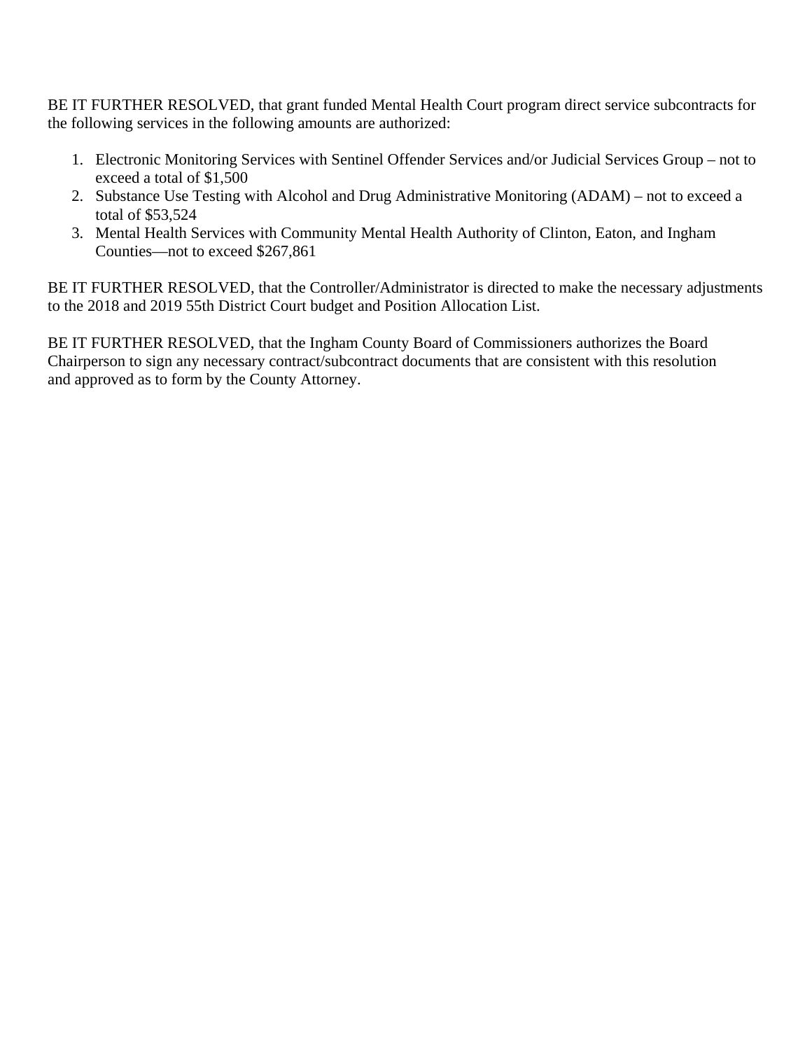BE IT FURTHER RESOLVED, that grant funded Mental Health Court program direct service subcontracts for the following services in the following amounts are authorized:

1. Electronic Monitoring Services with Sentinel Offender Services and/or Judicial Services Group – not to exceed a total of $1,500
2. Substance Use Testing with Alcohol and Drug Administrative Monitoring (ADAM) – not to exceed a total of $53,524
3. Mental Health Services with Community Mental Health Authority of Clinton, Eaton, and Ingham Counties—not to exceed $267,861

BE IT FURTHER RESOLVED, that the Controller/Administrator is directed to make the necessary adjustments to the 2018 and 2019 55th District Court budget and Position Allocation List.

BE IT FURTHER RESOLVED, that the Ingham County Board of Commissioners authorizes the Board Chairperson to sign any necessary contract/subcontract documents that are consistent with this resolution and approved as to form by the County Attorney.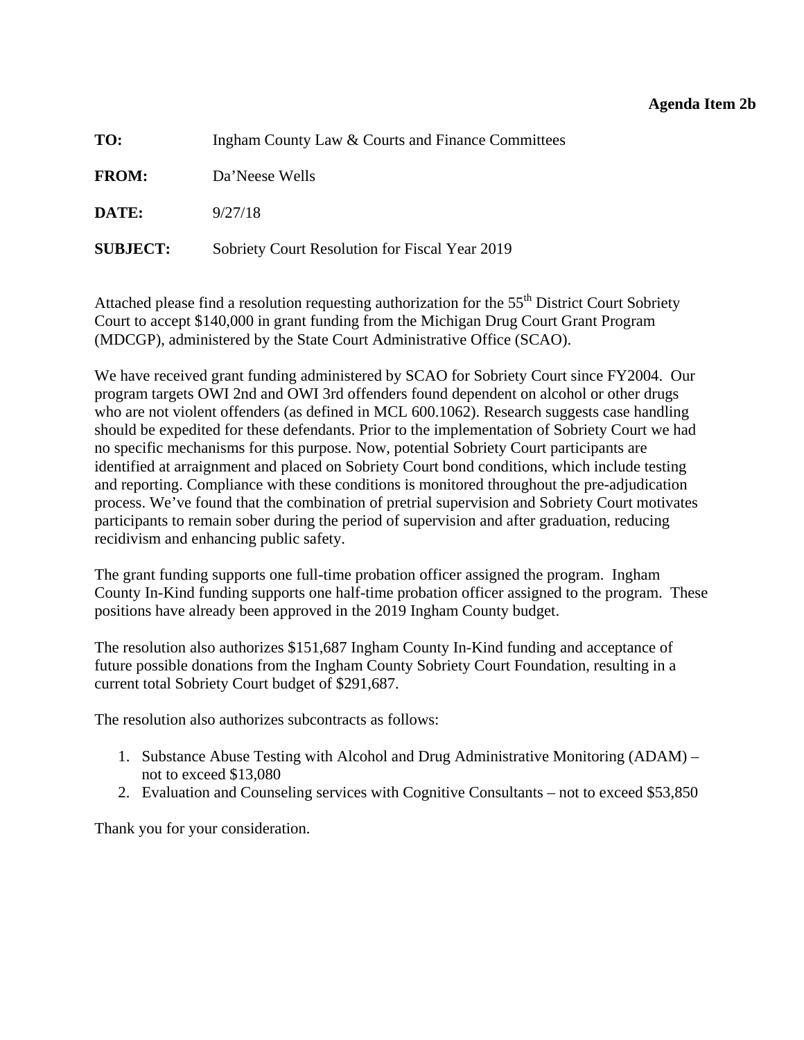**Agenda Item 2b**

**TO:** Ingham County Law & Courts and Finance Committees

**FROM:** Da'Neese Wells

**DATE:** 9/27/18

**SUBJECT:** Sobriety Court Resolution for Fiscal Year 2019

Attached please find a resolution requesting authorization for the 55th District Court Sobriety Court to accept $140,000 in grant funding from the Michigan Drug Court Grant Program (MDCGP), administered by the State Court Administrative Office (SCAO).

We have received grant funding administered by SCAO for Sobriety Court since FY2004. Our program targets OWI 2nd and OWI 3rd offenders found dependent on alcohol or other drugs who are not violent offenders (as defined in MCL 600.1062). Research suggests case handling should be expedited for these defendants. Prior to the implementation of Sobriety Court we had no specific mechanisms for this purpose. Now, potential Sobriety Court participants are identified at arraignment and placed on Sobriety Court bond conditions, which include testing and reporting. Compliance with these conditions is monitored throughout the pre-adjudication process. We've found that the combination of pretrial supervision and Sobriety Court motivates participants to remain sober during the period of supervision and after graduation, reducing recidivism and enhancing public safety.

The grant funding supports one full-time probation officer assigned the program. Ingham County In-Kind funding supports one half-time probation officer assigned to the program. These positions have already been approved in the 2019 Ingham County budget.

The resolution also authorizes $151,687 Ingham County In-Kind funding and acceptance of future possible donations from the Ingham County Sobriety Court Foundation, resulting in a current total Sobriety Court budget of $291,687.

The resolution also authorizes subcontracts as follows:

1. Substance Abuse Testing with Alcohol and Drug Administrative Monitoring (ADAM) – not to exceed $13,080
2. Evaluation and Counseling services with Cognitive Consultants – not to exceed $53,850

Thank you for your consideration.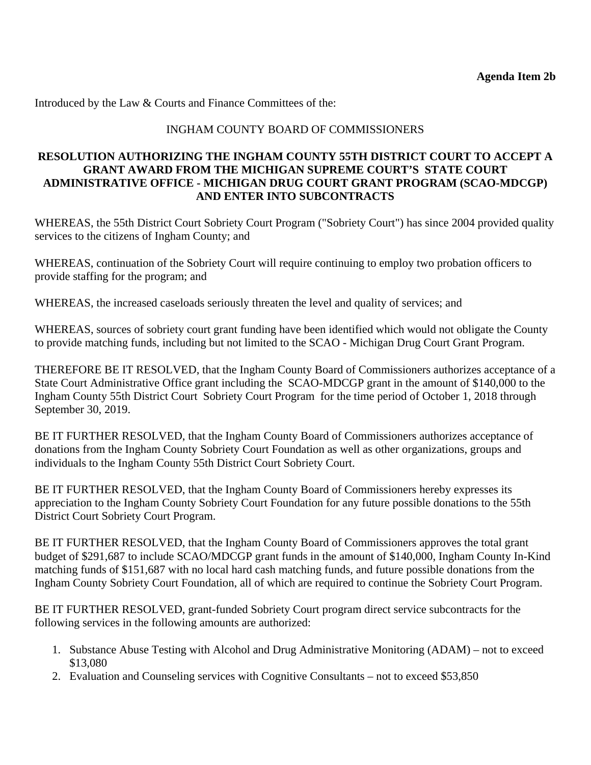**Agenda Item 2b**

Introduced by the Law & Courts and Finance Committees of the:

INGHAM COUNTY BOARD OF COMMISSIONERS

**RESOLUTION AUTHORIZING THE INGHAM COUNTY 55TH DISTRICT COURT TO ACCEPT A GRANT AWARD FROM THE MICHIGAN SUPREME COURT'S STATE COURT ADMINISTRATIVE OFFICE - MICHIGAN DRUG COURT GRANT PROGRAM (SCAO-MDCGP) AND ENTER INTO SUBCONTRACTS**

WHEREAS, the 55th District Court Sobriety Court Program ("Sobriety Court") has since 2004 provided quality services to the citizens of Ingham County; and

WHEREAS, continuation of the Sobriety Court will require continuing to employ two probation officers to provide staffing for the program; and

WHEREAS, the increased caseloads seriously threaten the level and quality of services; and

WHEREAS, sources of sobriety court grant funding have been identified which would not obligate the County to provide matching funds, including but not limited to the SCAO - Michigan Drug Court Grant Program.

THEREFORE BE IT RESOLVED, that the Ingham County Board of Commissioners authorizes acceptance of a State Court Administrative Office grant including the SCAO-MDCGP grant in the amount of $140,000 to the Ingham County 55th District Court Sobriety Court Program for the time period of October 1, 2018 through September 30, 2019.

BE IT FURTHER RESOLVED, that the Ingham County Board of Commissioners authorizes acceptance of donations from the Ingham County Sobriety Court Foundation as well as other organizations, groups and individuals to the Ingham County 55th District Court Sobriety Court.

BE IT FURTHER RESOLVED, that the Ingham County Board of Commissioners hereby expresses its appreciation to the Ingham County Sobriety Court Foundation for any future possible donations to the 55th District Court Sobriety Court Program.

BE IT FURTHER RESOLVED, that the Ingham County Board of Commissioners approves the total grant budget of $291,687 to include SCAO/MDCGP grant funds in the amount of $140,000, Ingham County In-Kind matching funds of $151,687 with no local hard cash matching funds, and future possible donations from the Ingham County Sobriety Court Foundation, all of which are required to continue the Sobriety Court Program.

BE IT FURTHER RESOLVED, grant-funded Sobriety Court program direct service subcontracts for the following services in the following amounts are authorized:

1. Substance Abuse Testing with Alcohol and Drug Administrative Monitoring (ADAM) – not to exceed $13,080
2. Evaluation and Counseling services with Cognitive Consultants – not to exceed $53,850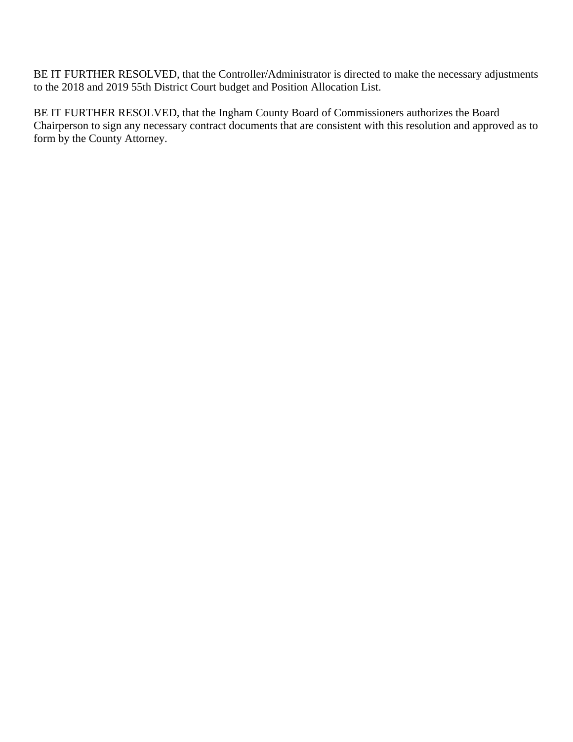BE IT FURTHER RESOLVED, that the Controller/Administrator is directed to make the necessary adjustments to the 2018 and 2019 55th District Court budget and Position Allocation List.

BE IT FURTHER RESOLVED, that the Ingham County Board of Commissioners authorizes the Board Chairperson to sign any necessary contract documents that are consistent with this resolution and approved as to form by the County Attorney.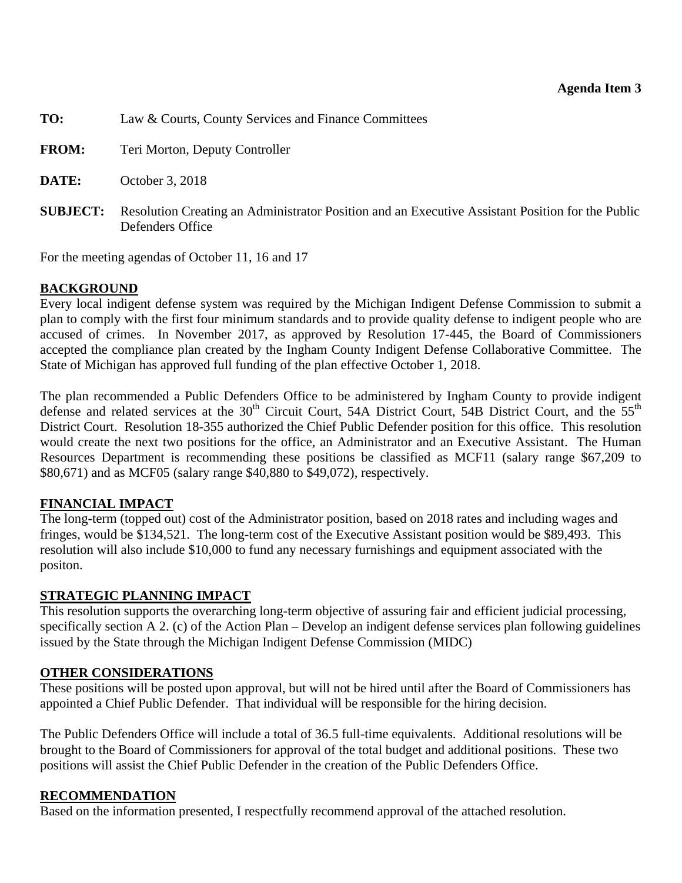**Agenda Item 3**

**TO:** Law & Courts, County Services and Finance Committees

**FROM:** Teri Morton, Deputy Controller

**DATE:** October 3, 2018

**SUBJECT:** Resolution Creating an Administrator Position and an Executive Assistant Position for the Public Defenders Office

For the meeting agendas of October 11, 16 and 17

## BACKGROUND

Every local indigent defense system was required by the Michigan Indigent Defense Commission to submit a plan to comply with the first four minimum standards and to provide quality defense to indigent people who are accused of crimes. In November 2017, as approved by Resolution 17-445, the Board of Commissioners accepted the compliance plan created by the Ingham County Indigent Defense Collaborative Committee. The State of Michigan has approved full funding of the plan effective October 1, 2018.

The plan recommended a Public Defenders Office to be administered by Ingham County to provide indigent defense and related services at the 30th Circuit Court, 54A District Court, 54B District Court, and the 55th District Court. Resolution 18-355 authorized the Chief Public Defender position for this office. This resolution would create the next two positions for the office, an Administrator and an Executive Assistant. The Human Resources Department is recommending these positions be classified as MCF11 (salary range $67,209 to $80,671) and as MCF05 (salary range $40,880 to $49,072), respectively.

## FINANCIAL IMPACT

The long-term (topped out) cost of the Administrator position, based on 2018 rates and including wages and fringes, would be $134,521. The long-term cost of the Executive Assistant position would be $89,493. This resolution will also include $10,000 to fund any necessary furnishings and equipment associated with the positon.

## STRATEGIC PLANNING IMPACT

This resolution supports the overarching long-term objective of assuring fair and efficient judicial processing, specifically section A 2. (c) of the Action Plan – Develop an indigent defense services plan following guidelines issued by the State through the Michigan Indigent Defense Commission (MIDC)

## OTHER CONSIDERATIONS

These positions will be posted upon approval, but will not be hired until after the Board of Commissioners has appointed a Chief Public Defender. That individual will be responsible for the hiring decision.

The Public Defenders Office will include a total of 36.5 full-time equivalents. Additional resolutions will be brought to the Board of Commissioners for approval of the total budget and additional positions. These two positions will assist the Chief Public Defender in the creation of the Public Defenders Office.

## RECOMMENDATION

Based on the information presented, I respectfully recommend approval of the attached resolution.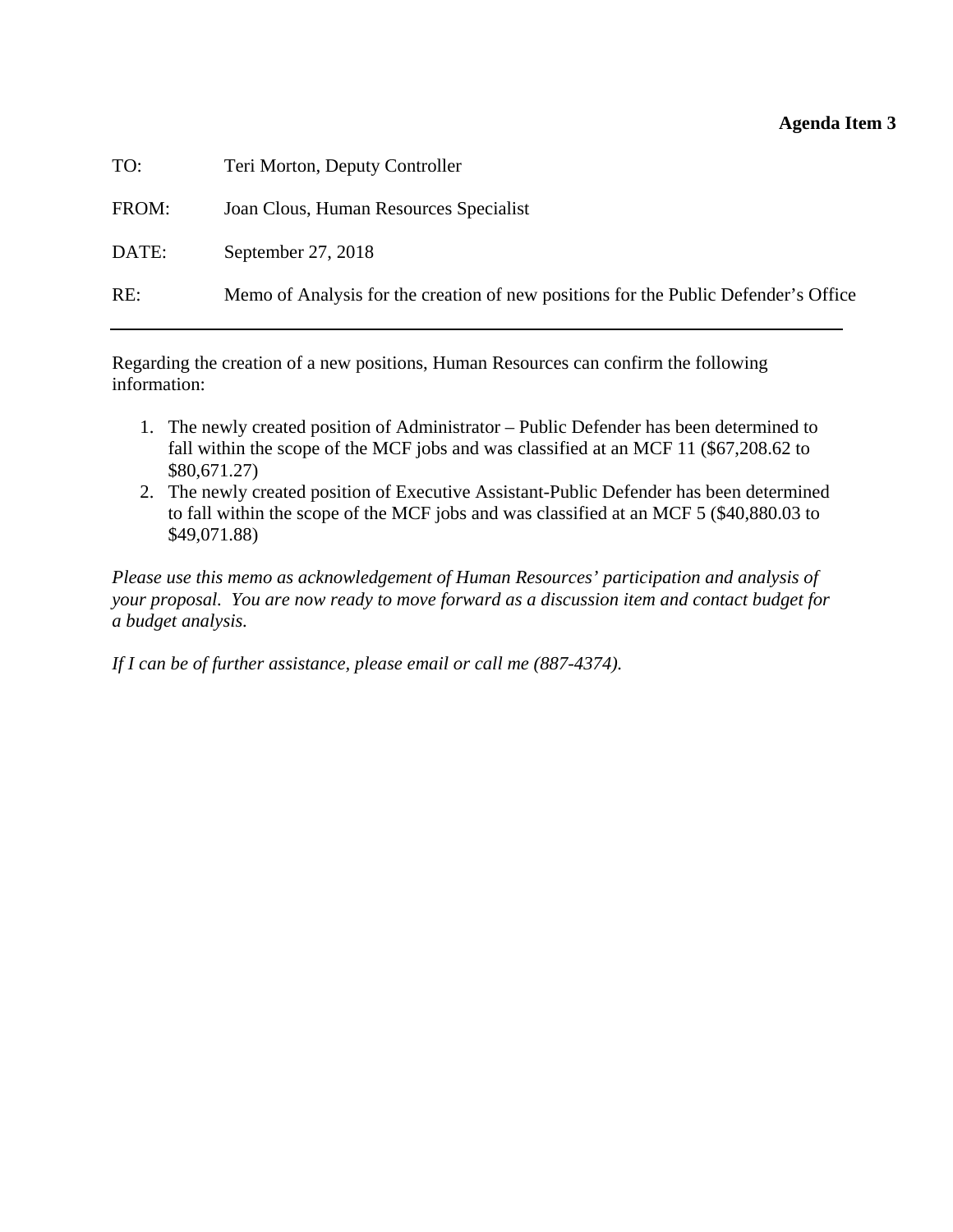**Agenda Item 3**

TO: Teri Morton, Deputy Controller

FROM: Joan Clous, Human Resources Specialist

DATE: September 27, 2018

RE: Memo of Analysis for the creation of new positions for the Public Defender's Office

---

Regarding the creation of a new positions, Human Resources can confirm the following information:

1. The newly created position of Administrator – Public Defender has been determined to fall within the scope of the MCF jobs and was classified at an MCF 11 ($67,208.62 to $80,671.27)
2. The newly created position of Executive Assistant-Public Defender has been determined to fall within the scope of the MCF jobs and was classified at an MCF 5 ($40,880.03 to $49,071.88)

*Please use this memo as acknowledgement of Human Resources' participation and analysis of your proposal. You are now ready to move forward as a discussion item and contact budget for a budget analysis.*

*If I can be of further assistance, please email or call me (887-4374).*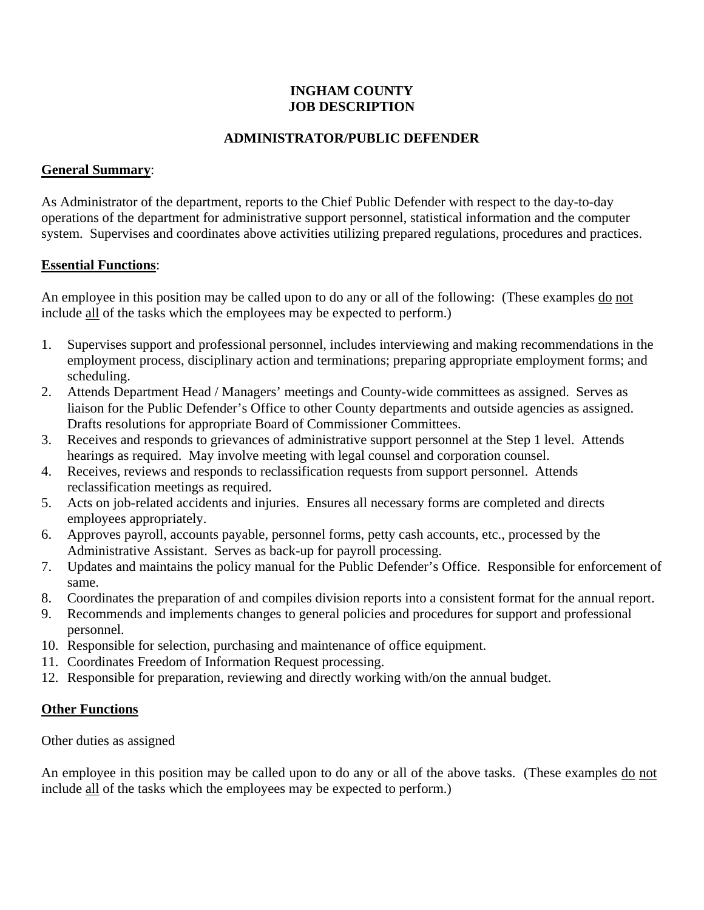# INGHAM COUNTY
# JOB DESCRIPTION

## ADMINISTRATOR/PUBLIC DEFENDER

**General Summary**:

As Administrator of the department, reports to the Chief Public Defender with respect to the day-to-day operations of the department for administrative support personnel, statistical information and the computer system. Supervises and coordinates above activities utilizing prepared regulations, procedures and practices.

**Essential Functions**:

An employee in this position may be called upon to do any or all of the following: (These examples do not include all of the tasks which the employees may be expected to perform.)

1. Supervises support and professional personnel, includes interviewing and making recommendations in the employment process, disciplinary action and terminations; preparing appropriate employment forms; and scheduling.
2. Attends Department Head / Managers' meetings and County-wide committees as assigned. Serves as liaison for the Public Defender's Office to other County departments and outside agencies as assigned. Drafts resolutions for appropriate Board of Commissioner Committees.
3. Receives and responds to grievances of administrative support personnel at the Step 1 level. Attends hearings as required. May involve meeting with legal counsel and corporation counsel.
4. Receives, reviews and responds to reclassification requests from support personnel. Attends reclassification meetings as required.
5. Acts on job-related accidents and injuries. Ensures all necessary forms are completed and directs employees appropriately.
6. Approves payroll, accounts payable, personnel forms, petty cash accounts, etc., processed by the Administrative Assistant. Serves as back-up for payroll processing.
7. Updates and maintains the policy manual for the Public Defender's Office. Responsible for enforcement of same.
8. Coordinates the preparation of and compiles division reports into a consistent format for the annual report.
9. Recommends and implements changes to general policies and procedures for support and professional personnel.
10. Responsible for selection, purchasing and maintenance of office equipment.
11. Coordinates Freedom of Information Request processing.
12. Responsible for preparation, reviewing and directly working with/on the annual budget.

**Other Functions**

Other duties as assigned

An employee in this position may be called upon to do any or all of the above tasks. (These examples do not include all of the tasks which the employees may be expected to perform.)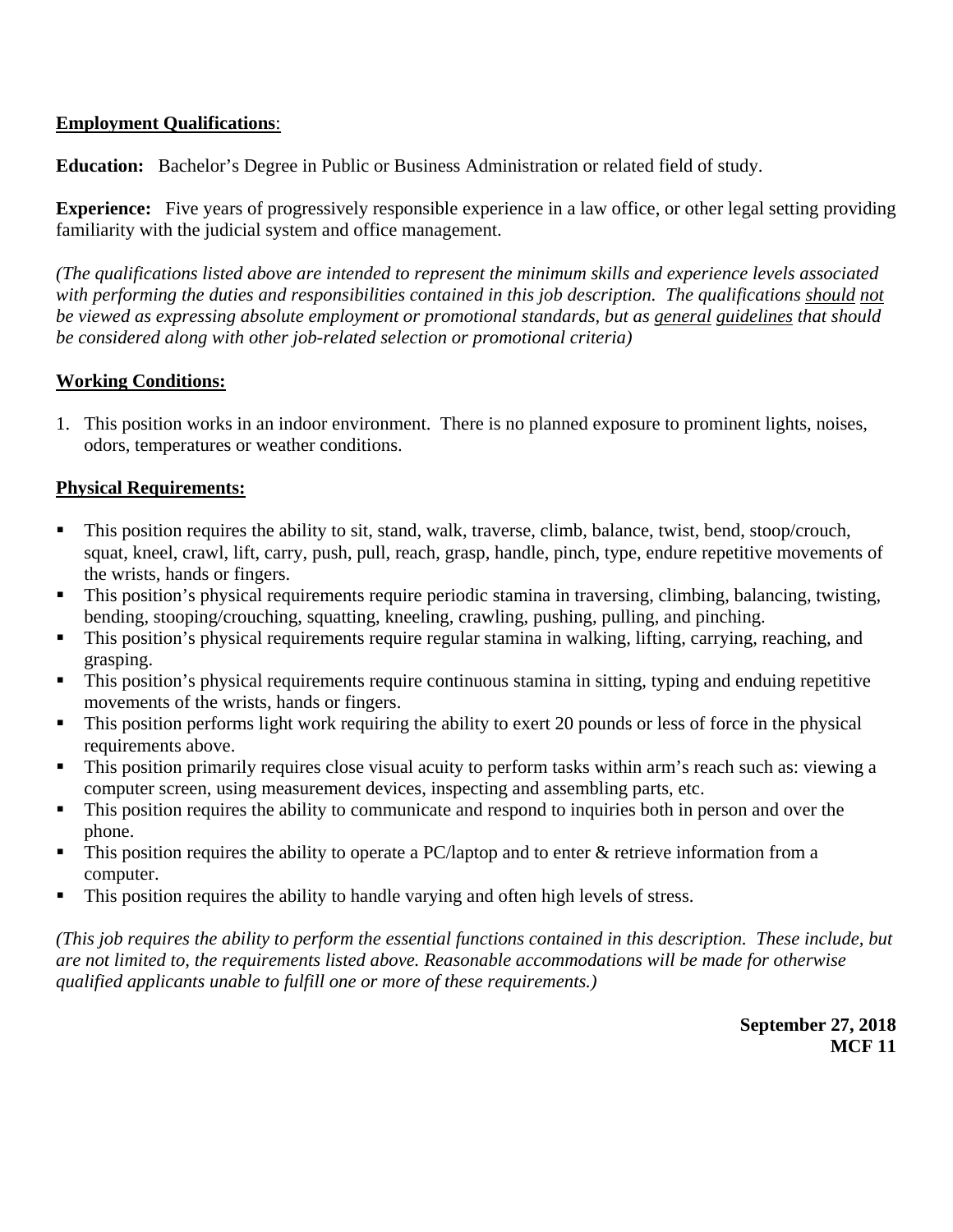**Employment Qualifications**:

**Education:** Bachelor's Degree in Public or Business Administration or related field of study.

**Experience:** Five years of progressively responsible experience in a law office, or other legal setting providing familiarity with the judicial system and office management.

*(The qualifications listed above are intended to represent the minimum skills and experience levels associated with performing the duties and responsibilities contained in this job description. The qualifications should not be viewed as expressing absolute employment or promotional standards, but as general guidelines that should be considered along with other job-related selection or promotional criteria)*

**Working Conditions:**

1. This position works in an indoor environment. There is no planned exposure to prominent lights, noises, odors, temperatures or weather conditions.

**Physical Requirements:**

- This position requires the ability to sit, stand, walk, traverse, climb, balance, twist, bend, stoop/crouch, squat, kneel, crawl, lift, carry, push, pull, reach, grasp, handle, pinch, type, endure repetitive movements of the wrists, hands or fingers.
- This position's physical requirements require periodic stamina in traversing, climbing, balancing, twisting, bending, stooping/crouching, squatting, kneeling, crawling, pushing, pulling, and pinching.
- This position's physical requirements require regular stamina in walking, lifting, carrying, reaching, and grasping.
- This position's physical requirements require continuous stamina in sitting, typing and enduing repetitive movements of the wrists, hands or fingers.
- This position performs light work requiring the ability to exert 20 pounds or less of force in the physical requirements above.
- This position primarily requires close visual acuity to perform tasks within arm's reach such as: viewing a computer screen, using measurement devices, inspecting and assembling parts, etc.
- This position requires the ability to communicate and respond to inquiries both in person and over the phone.
- This position requires the ability to operate a PC/laptop and to enter & retrieve information from a computer.
- This position requires the ability to handle varying and often high levels of stress.

*(This job requires the ability to perform the essential functions contained in this description. These include, but are not limited to, the requirements listed above. Reasonable accommodations will be made for otherwise qualified applicants unable to fulfill one or more of these requirements.)*

**September 27, 2018**
**MCF 11**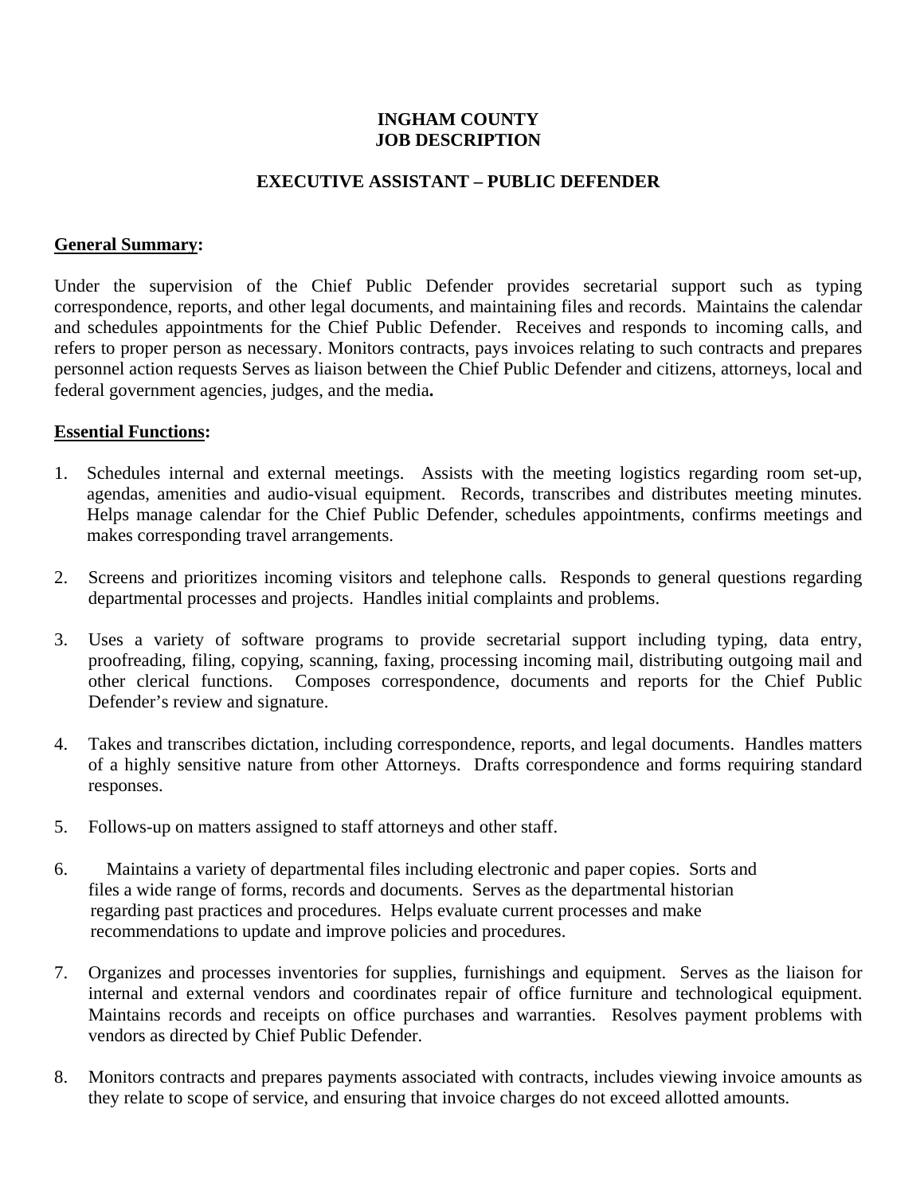**INGHAM COUNTY**
**JOB DESCRIPTION**

**EXECUTIVE ASSISTANT – PUBLIC DEFENDER**

**General Summary:**

Under the supervision of the Chief Public Defender provides secretarial support such as typing correspondence, reports, and other legal documents, and maintaining files and records. Maintains the calendar and schedules appointments for the Chief Public Defender. Receives and responds to incoming calls, and refers to proper person as necessary. Monitors contracts, pays invoices relating to such contracts and prepares personnel action requests Serves as liaison between the Chief Public Defender and citizens, attorneys, local and federal government agencies, judges, and the media**.**

**Essential Functions:**

1. Schedules internal and external meetings. Assists with the meeting logistics regarding room set-up, agendas, amenities and audio-visual equipment. Records, transcribes and distributes meeting minutes. Helps manage calendar for the Chief Public Defender, schedules appointments, confirms meetings and makes corresponding travel arrangements.

2. Screens and prioritizes incoming visitors and telephone calls. Responds to general questions regarding departmental processes and projects. Handles initial complaints and problems.

3. Uses a variety of software programs to provide secretarial support including typing, data entry, proofreading, filing, copying, scanning, faxing, processing incoming mail, distributing outgoing mail and other clerical functions. Composes correspondence, documents and reports for the Chief Public Defender's review and signature.

4. Takes and transcribes dictation, including correspondence, reports, and legal documents. Handles matters of a highly sensitive nature from other Attorneys. Drafts correspondence and forms requiring standard responses.

5. Follows-up on matters assigned to staff attorneys and other staff.

6. Maintains a variety of departmental files including electronic and paper copies. Sorts and files a wide range of forms, records and documents. Serves as the departmental historian regarding past practices and procedures. Helps evaluate current processes and make recommendations to update and improve policies and procedures.

7. Organizes and processes inventories for supplies, furnishings and equipment. Serves as the liaison for internal and external vendors and coordinates repair of office furniture and technological equipment. Maintains records and receipts on office purchases and warranties. Resolves payment problems with vendors as directed by Chief Public Defender.

8. Monitors contracts and prepares payments associated with contracts, includes viewing invoice amounts as they relate to scope of service, and ensuring that invoice charges do not exceed allotted amounts.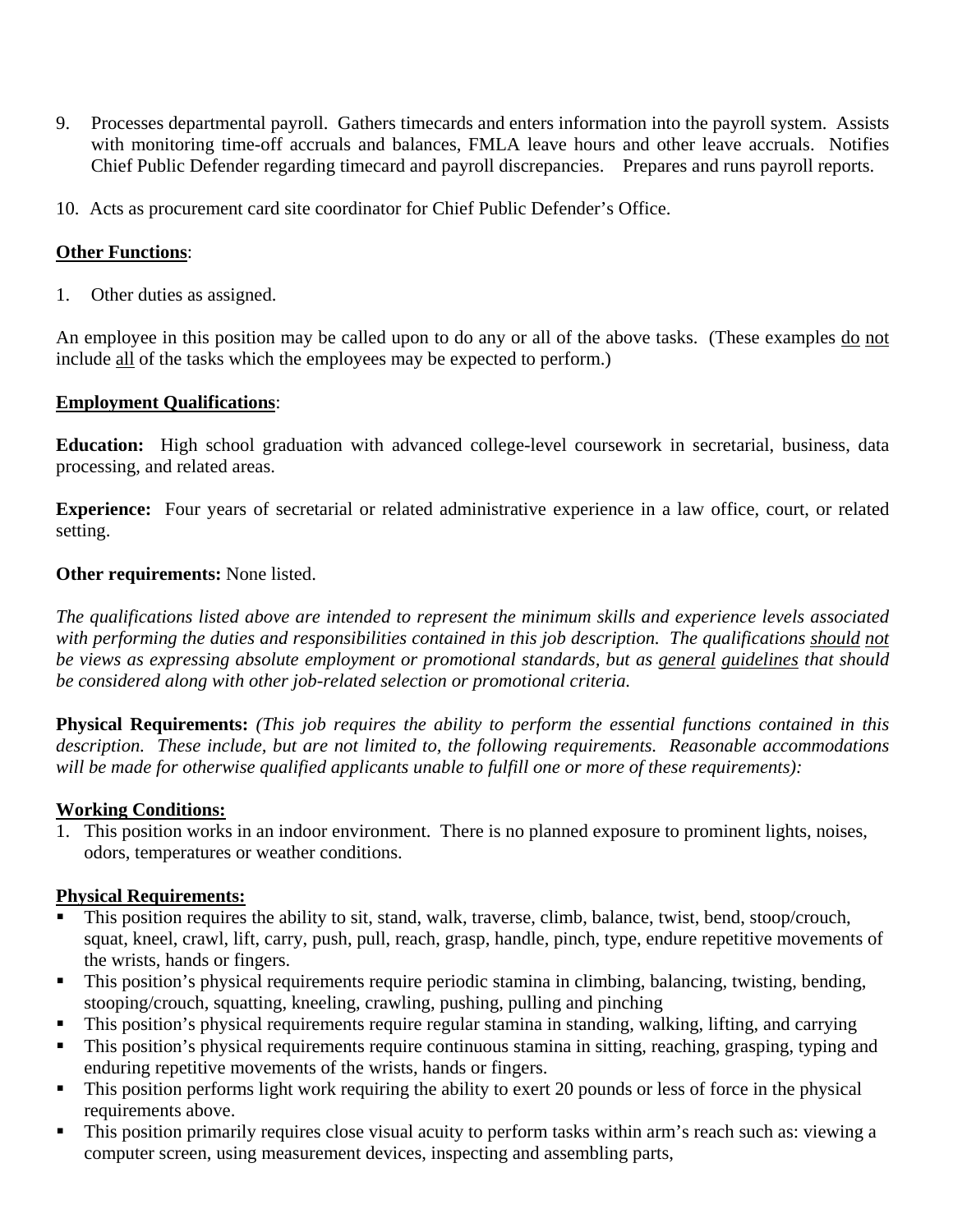9. Processes departmental payroll. Gathers timecards and enters information into the payroll system. Assists with monitoring time-off accruals and balances, FMLA leave hours and other leave accruals. Notifies Chief Public Defender regarding timecard and payroll discrepancies. Prepares and runs payroll reports.

10. Acts as procurement card site coordinator for Chief Public Defender's Office.

**Other Functions**:

1. Other duties as assigned.

An employee in this position may be called upon to do any or all of the above tasks. (These examples do not include all of the tasks which the employees may be expected to perform.)

**Employment Qualifications**:

**Education:** High school graduation with advanced college-level coursework in secretarial, business, data processing, and related areas.

**Experience:** Four years of secretarial or related administrative experience in a law office, court, or related setting.

**Other requirements:** None listed.

*The qualifications listed above are intended to represent the minimum skills and experience levels associated with performing the duties and responsibilities contained in this job description. The qualifications should not be views as expressing absolute employment or promotional standards, but as general guidelines that should be considered along with other job-related selection or promotional criteria.*

**Physical Requirements:** *(This job requires the ability to perform the essential functions contained in this description. These include, but are not limited to, the following requirements. Reasonable accommodations will be made for otherwise qualified applicants unable to fulfill one or more of these requirements):*

**Working Conditions:**

1. This position works in an indoor environment. There is no planned exposure to prominent lights, noises, odors, temperatures or weather conditions.

**Physical Requirements:**

- This position requires the ability to sit, stand, walk, traverse, climb, balance, twist, bend, stoop/crouch, squat, kneel, crawl, lift, carry, push, pull, reach, grasp, handle, pinch, type, endure repetitive movements of the wrists, hands or fingers.
- This position's physical requirements require periodic stamina in climbing, balancing, twisting, bending, stooping/crouch, squatting, kneeling, crawling, pushing, pulling and pinching
- This position's physical requirements require regular stamina in standing, walking, lifting, and carrying
- This position's physical requirements require continuous stamina in sitting, reaching, grasping, typing and enduring repetitive movements of the wrists, hands or fingers.
- This position performs light work requiring the ability to exert 20 pounds or less of force in the physical requirements above.
- This position primarily requires close visual acuity to perform tasks within arm's reach such as: viewing a computer screen, using measurement devices, inspecting and assembling parts,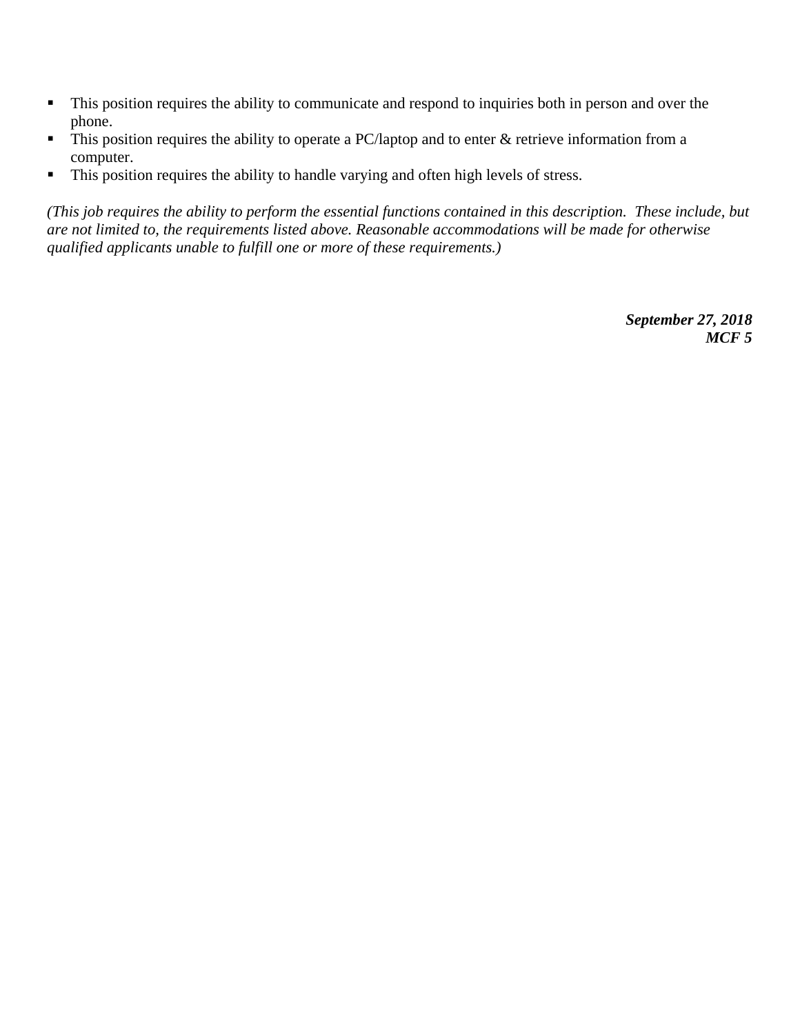- This position requires the ability to communicate and respond to inquiries both in person and over the phone.
- This position requires the ability to operate a PC/laptop and to enter & retrieve information from a computer.
- This position requires the ability to handle varying and often high levels of stress.

*(This job requires the ability to perform the essential functions contained in this description. These include, but are not limited to, the requirements listed above. Reasonable accommodations will be made for otherwise qualified applicants unable to fulfill one or more of these requirements.)*

***September 27, 2018***
***MCF 5***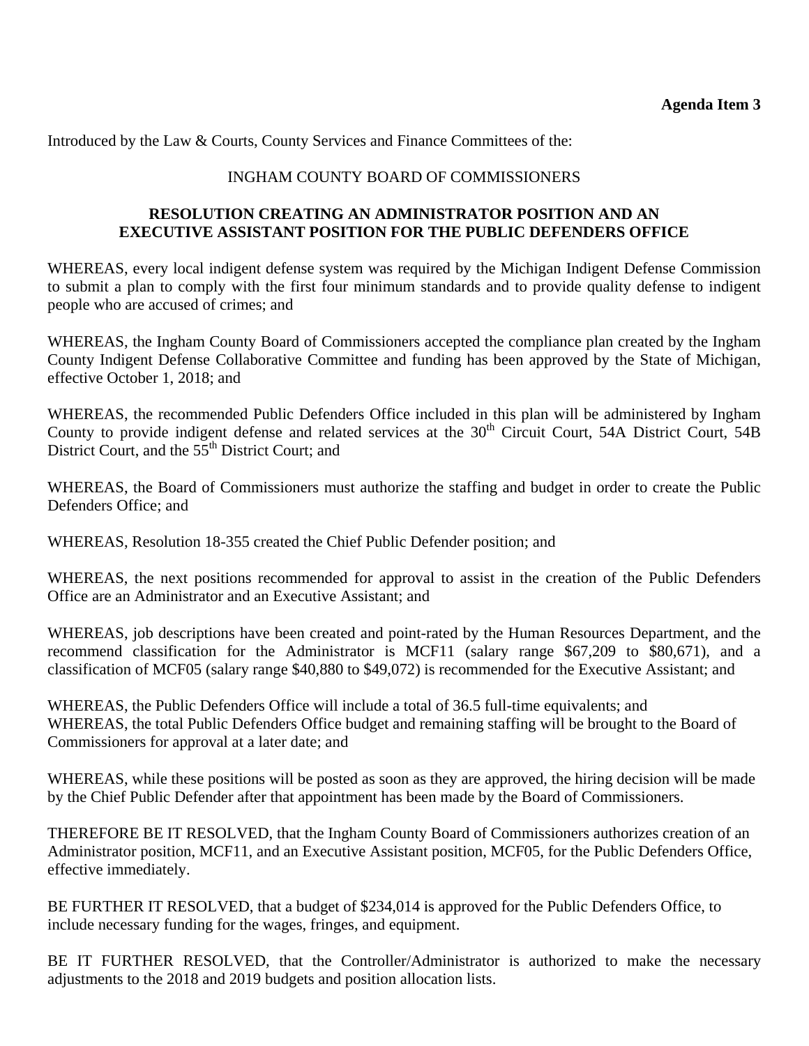**Agenda Item 3**

Introduced by the Law & Courts, County Services and Finance Committees of the:

INGHAM COUNTY BOARD OF COMMISSIONERS

**RESOLUTION CREATING AN ADMINISTRATOR POSITION AND AN EXECUTIVE ASSISTANT POSITION FOR THE PUBLIC DEFENDERS OFFICE**

WHEREAS, every local indigent defense system was required by the Michigan Indigent Defense Commission to submit a plan to comply with the first four minimum standards and to provide quality defense to indigent people who are accused of crimes; and

WHEREAS, the Ingham County Board of Commissioners accepted the compliance plan created by the Ingham County Indigent Defense Collaborative Committee and funding has been approved by the State of Michigan, effective October 1, 2018; and

WHEREAS, the recommended Public Defenders Office included in this plan will be administered by Ingham County to provide indigent defense and related services at the 30th Circuit Court, 54A District Court, 54B District Court, and the 55th District Court; and

WHEREAS, the Board of Commissioners must authorize the staffing and budget in order to create the Public Defenders Office; and

WHEREAS, Resolution 18-355 created the Chief Public Defender position; and

WHEREAS, the next positions recommended for approval to assist in the creation of the Public Defenders Office are an Administrator and an Executive Assistant; and

WHEREAS, job descriptions have been created and point-rated by the Human Resources Department, and the recommend classification for the Administrator is MCF11 (salary range $67,209 to $80,671), and a classification of MCF05 (salary range $40,880 to $49,072) is recommended for the Executive Assistant; and

WHEREAS, the Public Defenders Office will include a total of 36.5 full-time equivalents; and
WHEREAS, the total Public Defenders Office budget and remaining staffing will be brought to the Board of Commissioners for approval at a later date; and

WHEREAS, while these positions will be posted as soon as they are approved, the hiring decision will be made by the Chief Public Defender after that appointment has been made by the Board of Commissioners.

THEREFORE BE IT RESOLVED, that the Ingham County Board of Commissioners authorizes creation of an Administrator position, MCF11, and an Executive Assistant position, MCF05, for the Public Defenders Office, effective immediately.

BE FURTHER IT RESOLVED, that a budget of $234,014 is approved for the Public Defenders Office, to include necessary funding for the wages, fringes, and equipment.

BE IT FURTHER RESOLVED, that the Controller/Administrator is authorized to make the necessary adjustments to the 2018 and 2019 budgets and position allocation lists.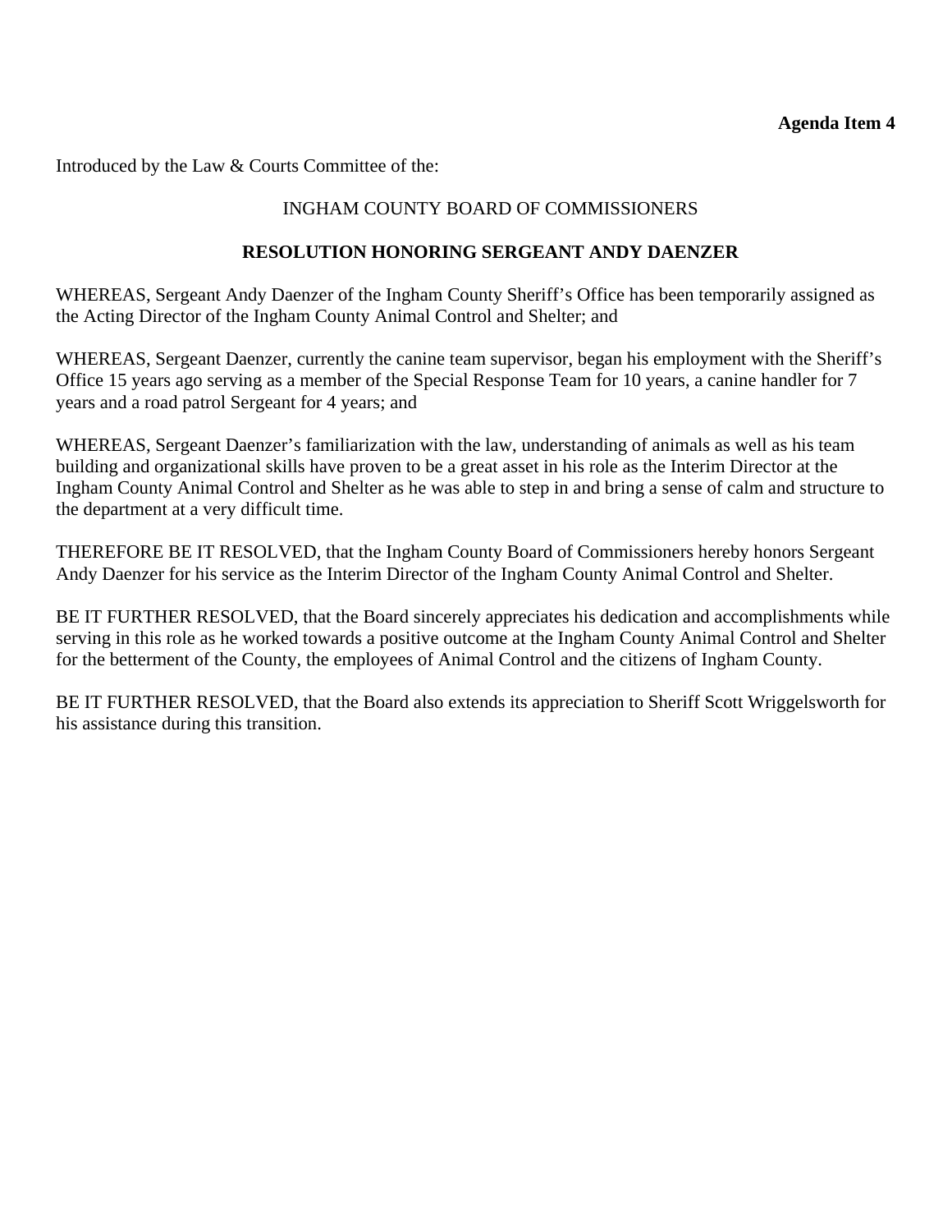**Agenda Item 4**

Introduced by the Law & Courts Committee of the:

INGHAM COUNTY BOARD OF COMMISSIONERS

**RESOLUTION HONORING SERGEANT ANDY DAENZER**

WHEREAS, Sergeant Andy Daenzer of the Ingham County Sheriff's Office has been temporarily assigned as the Acting Director of the Ingham County Animal Control and Shelter; and

WHEREAS, Sergeant Daenzer, currently the canine team supervisor, began his employment with the Sheriff's Office 15 years ago serving as a member of the Special Response Team for 10 years, a canine handler for 7 years and a road patrol Sergeant for 4 years; and

WHEREAS, Sergeant Daenzer's familiarization with the law, understanding of animals as well as his team building and organizational skills have proven to be a great asset in his role as the Interim Director at the Ingham County Animal Control and Shelter as he was able to step in and bring a sense of calm and structure to the department at a very difficult time.

THEREFORE BE IT RESOLVED, that the Ingham County Board of Commissioners hereby honors Sergeant Andy Daenzer for his service as the Interim Director of the Ingham County Animal Control and Shelter.

BE IT FURTHER RESOLVED, that the Board sincerely appreciates his dedication and accomplishments while serving in this role as he worked towards a positive outcome at the Ingham County Animal Control and Shelter for the betterment of the County, the employees of Animal Control and the citizens of Ingham County.

BE IT FURTHER RESOLVED, that the Board also extends its appreciation to Sheriff Scott Wriggelsworth for his assistance during this transition.